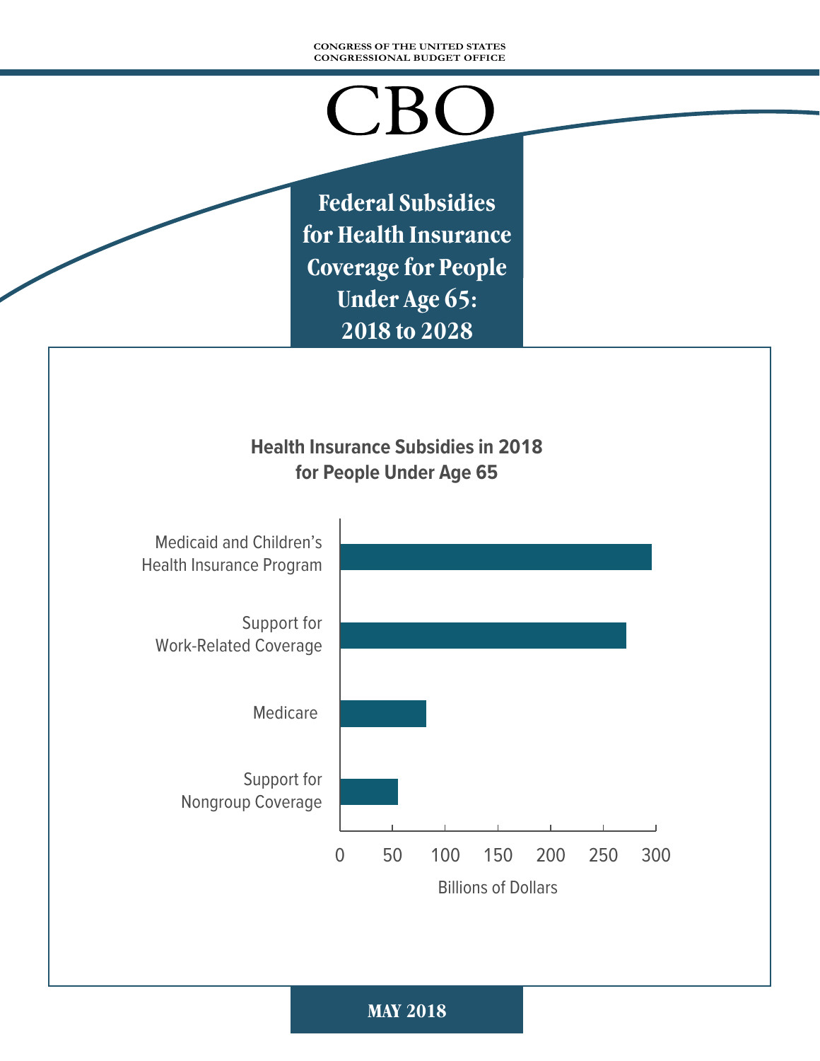CONGRESS OF THE UNITED STATES
CONGRESSIONAL BUDGET OFFICE

# CBO

# Federal Subsidies for Health Insurance Coverage for People Under Age 65: 2018 to 2028

**Health Insurance Subsidies in 2018 for People Under Age 65**

Medicaid and Children's Health Insurance Program

Support for Work-Related Coverage

Medicare

Support for Nongroup Coverage

0 50 100 150 200 250 300

Billions of Dollars

MAY 2018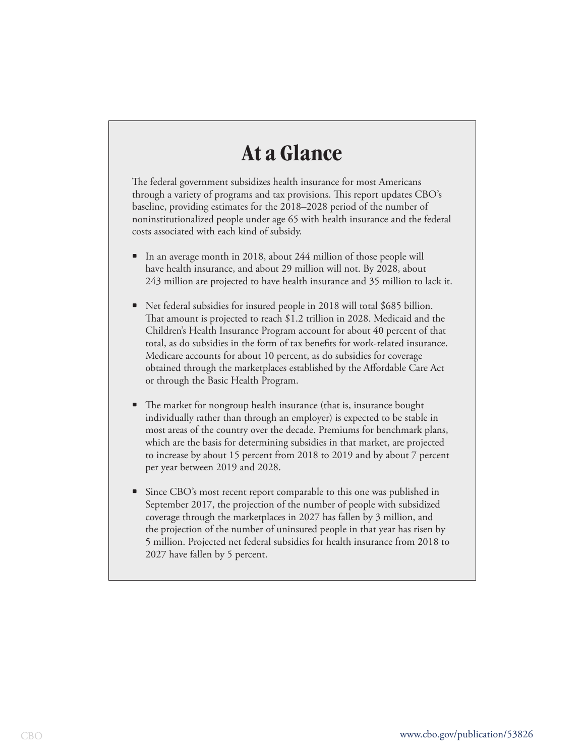# At a Glance

The federal government subsidizes health insurance for most Americans through a variety of programs and tax provisions. This report updates CBO's baseline, providing estimates for the 2018–2028 period of the number of noninstitutionalized people under age 65 with health insurance and the federal costs associated with each kind of subsidy.

- In an average month in 2018, about 244 million of those people will have health insurance, and about 29 million will not. By 2028, about 243 million are projected to have health insurance and 35 million to lack it.
- Net federal subsidies for insured people in 2018 will total $685 billion. That amount is projected to reach $1.2 trillion in 2028. Medicaid and the Children's Health Insurance Program account for about 40 percent of that total, as do subsidies in the form of tax benefits for work-related insurance. Medicare accounts for about 10 percent, as do subsidies for coverage obtained through the marketplaces established by the Affordable Care Act or through the Basic Health Program.
- The market for nongroup health insurance (that is, insurance bought individually rather than through an employer) is expected to be stable in most areas of the country over the decade. Premiums for benchmark plans, which are the basis for determining subsidies in that market, are projected to increase by about 15 percent from 2018 to 2019 and by about 7 percent per year between 2019 and 2028.
- Since CBO's most recent report comparable to this one was published in September 2017, the projection of the number of people with subsidized coverage through the marketplaces in 2027 has fallen by 3 million, and the projection of the number of uninsured people in that year has risen by 5 million. Projected net federal subsidies for health insurance from 2018 to 2027 have fallen by 5 percent.

www.cbo.gov/publication/53826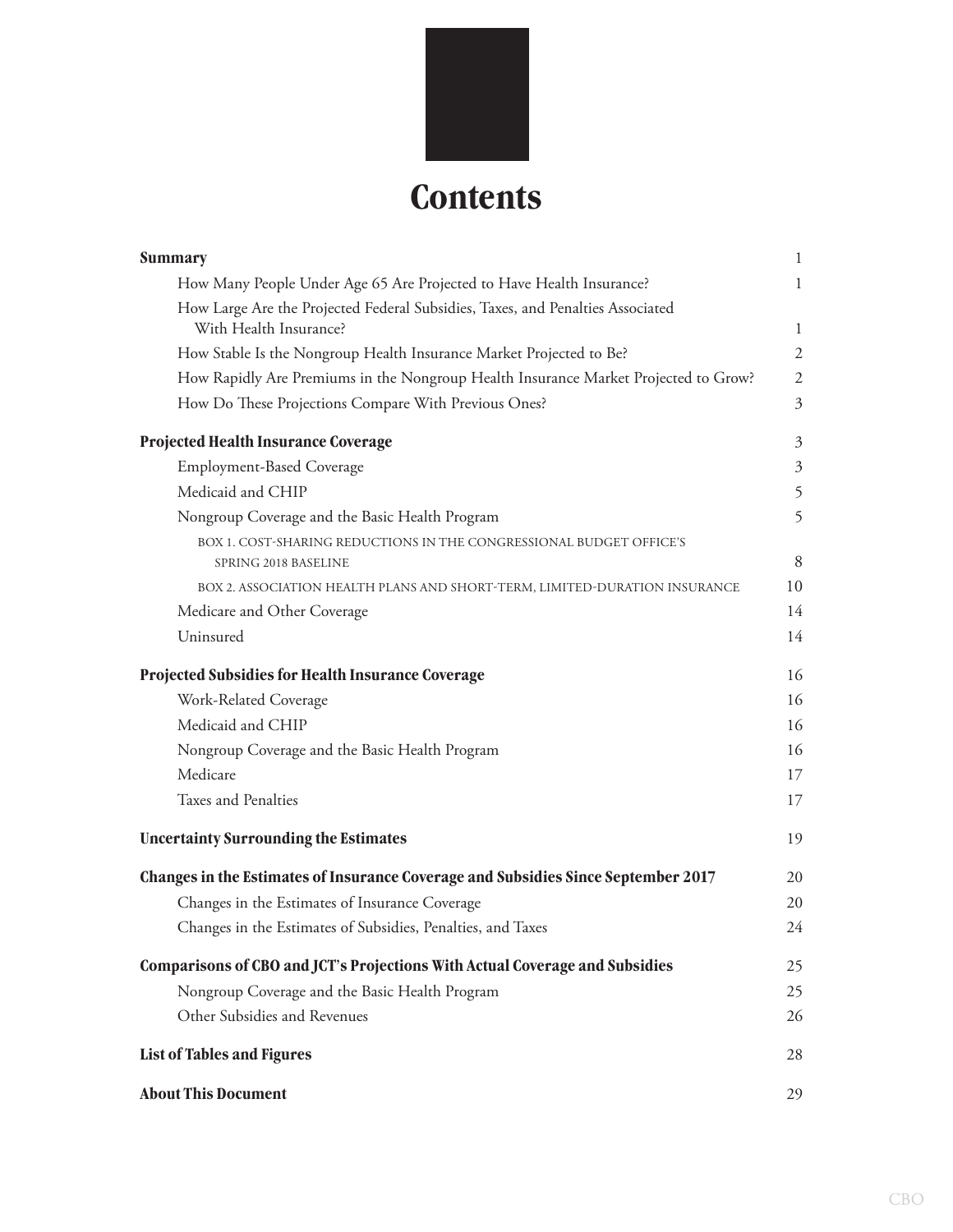# Contents

| | |
|---|---|
| **Summary** | 1 |
| How Many People Under Age 65 Are Projected to Have Health Insurance? | 1 |
| How Large Are the Projected Federal Subsidies, Taxes, and Penalties Associated With Health Insurance? | 1 |
| How Stable Is the Nongroup Health Insurance Market Projected to Be? | 2 |
| How Rapidly Are Premiums in the Nongroup Health Insurance Market Projected to Grow? | 2 |
| How Do These Projections Compare With Previous Ones? | 3 |
| **Projected Health Insurance Coverage** | 3 |
| Employment-Based Coverage | 3 |
| Medicaid and CHIP | 5 |
| Nongroup Coverage and the Basic Health Program | 5 |
| BOX 1. COST-SHARING REDUCTIONS IN THE CONGRESSIONAL BUDGET OFFICE'S SPRING 2018 BASELINE | 8 |
| BOX 2. ASSOCIATION HEALTH PLANS AND SHORT-TERM, LIMITED-DURATION INSURANCE | 10 |
| Medicare and Other Coverage | 14 |
| Uninsured | 14 |
| **Projected Subsidies for Health Insurance Coverage** | 16 |
| Work-Related Coverage | 16 |
| Medicaid and CHIP | 16 |
| Nongroup Coverage and the Basic Health Program | 16 |
| Medicare | 17 |
| Taxes and Penalties | 17 |
| **Uncertainty Surrounding the Estimates** | 19 |
| **Changes in the Estimates of Insurance Coverage and Subsidies Since September 2017** | 20 |
| Changes in the Estimates of Insurance Coverage | 20 |
| Changes in the Estimates of Subsidies, Penalties, and Taxes | 24 |
| **Comparisons of CBO and JCT's Projections With Actual Coverage and Subsidies** | 25 |
| Nongroup Coverage and the Basic Health Program | 25 |
| Other Subsidies and Revenues | 26 |
| **List of Tables and Figures** | 28 |
| **About This Document** | 29 |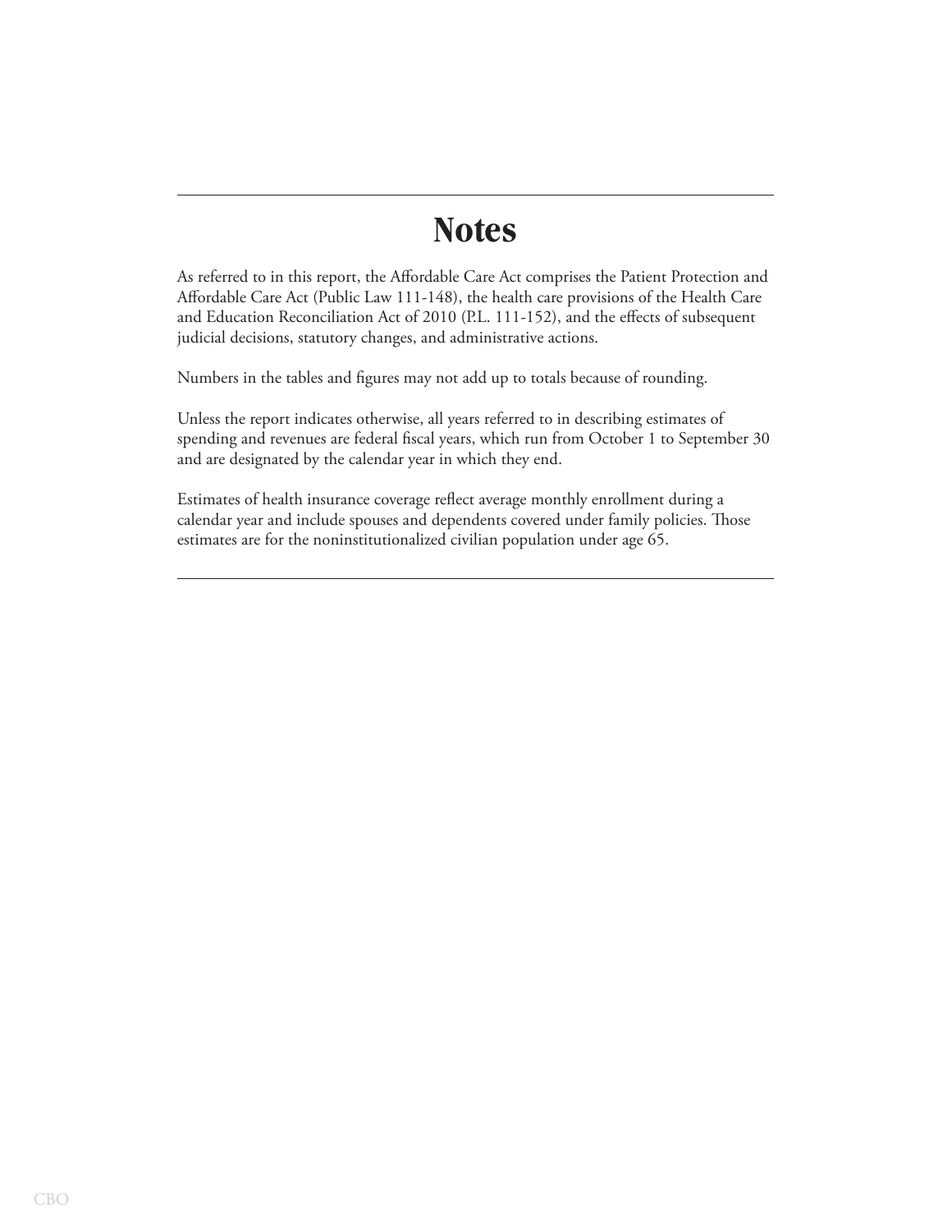# Notes

As referred to in this report, the Affordable Care Act comprises the Patient Protection and Affordable Care Act (Public Law 111-148), the health care provisions of the Health Care and Education Reconciliation Act of 2010 (P.L. 111-152), and the effects of subsequent judicial decisions, statutory changes, and administrative actions.

Numbers in the tables and figures may not add up to totals because of rounding.

Unless the report indicates otherwise, all years referred to in describing estimates of spending and revenues are federal fiscal years, which run from October 1 to September 30 and are designated by the calendar year in which they end.

Estimates of health insurance coverage reflect average monthly enrollment during a calendar year and include spouses and dependents covered under family policies. Those estimates are for the noninstitutionalized civilian population under age 65.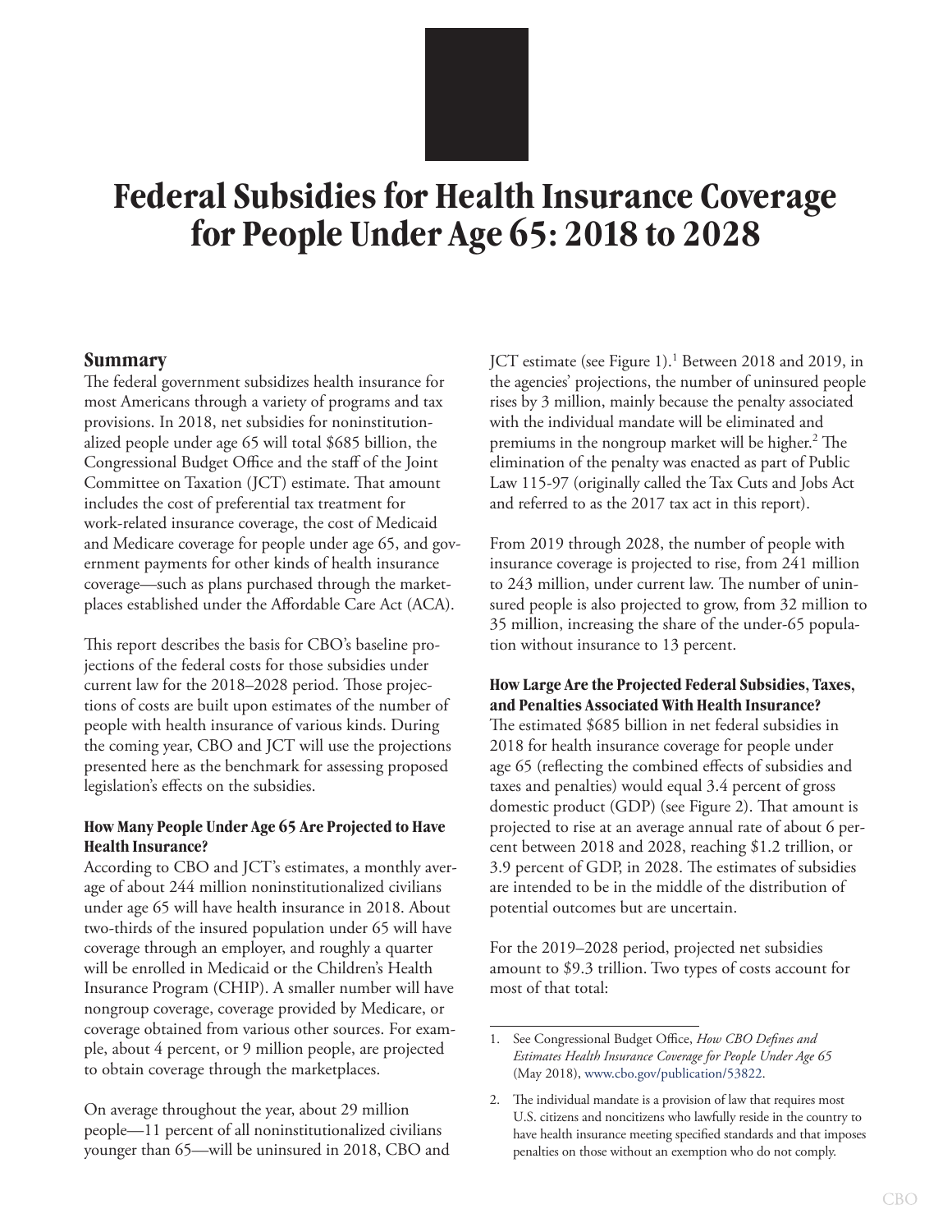# Federal Subsidies for Health Insurance Coverage for People Under Age 65: 2018 to 2028

## Summary

The federal government subsidizes health insurance for most Americans through a variety of programs and tax provisions. In 2018, net subsidies for noninstitutionalized people under age 65 will total $685 billion, the Congressional Budget Office and the staff of the Joint Committee on Taxation (JCT) estimate. That amount includes the cost of preferential tax treatment for work-related insurance coverage, the cost of Medicaid and Medicare coverage for people under age 65, and government payments for other kinds of health insurance coverage—such as plans purchased through the marketplaces established under the Affordable Care Act (ACA).

This report describes the basis for CBO's baseline projections of the federal costs for those subsidies under current law for the 2018–2028 period. Those projections of costs are built upon estimates of the number of people with health insurance of various kinds. During the coming year, CBO and JCT will use the projections presented here as the benchmark for assessing proposed legislation's effects on the subsidies.

### How Many People Under Age 65 Are Projected to Have Health Insurance?

According to CBO and JCT's estimates, a monthly average of about 244 million noninstitutionalized civilians under age 65 will have health insurance in 2018. About two-thirds of the insured population under 65 will have coverage through an employer, and roughly a quarter will be enrolled in Medicaid or the Children's Health Insurance Program (CHIP). A smaller number will have nongroup coverage, coverage provided by Medicare, or coverage obtained from various other sources. For example, about 4 percent, or 9 million people, are projected to obtain coverage through the marketplaces.

On average throughout the year, about 29 million people—11 percent of all noninstitutionalized civilians younger than 65—will be uninsured in 2018, CBO and JCT estimate (see Figure 1).[1] Between 2018 and 2019, in the agencies' projections, the number of uninsured people rises by 3 million, mainly because the penalty associated with the individual mandate will be eliminated and premiums in the nongroup market will be higher.[2] The elimination of the penalty was enacted as part of Public Law 115-97 (originally called the Tax Cuts and Jobs Act and referred to as the 2017 tax act in this report).

From 2019 through 2028, the number of people with insurance coverage is projected to rise, from 241 million to 243 million, under current law. The number of uninsured people is also projected to grow, from 32 million to 35 million, increasing the share of the under-65 population without insurance to 13 percent.

### How Large Are the Projected Federal Subsidies, Taxes, and Penalties Associated With Health Insurance?

The estimated $685 billion in net federal subsidies in 2018 for health insurance coverage for people under age 65 (reflecting the combined effects of subsidies and taxes and penalties) would equal 3.4 percent of gross domestic product (GDP) (see Figure 2). That amount is projected to rise at an average annual rate of about 6 percent between 2018 and 2028, reaching $1.2 trillion, or 3.9 percent of GDP, in 2028. The estimates of subsidies are intended to be in the middle of the distribution of potential outcomes but are uncertain.

For the 2019–2028 period, projected net subsidies amount to $9.3 trillion. Two types of costs account for most of that total:

---

1. See Congressional Budget Office, *How CBO Defines and Estimates Health Insurance Coverage for People Under Age 65* (May 2018), www.cbo.gov/publication/53822.

2. The individual mandate is a provision of law that requires most U.S. citizens and noncitizens who lawfully reside in the country to have health insurance meeting specified standards and that imposes penalties on those without an exemption who do not comply.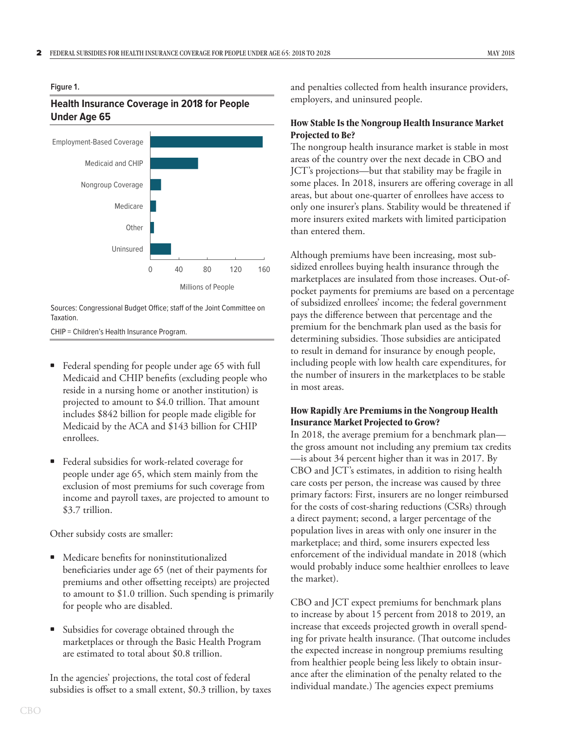Figure 1.

**Health Insurance Coverage in 2018 for People Under Age 65**

| Category | Millions of People |
|---|---|
| Employment-Based Coverage | ~158 |
| Medicaid and CHIP | ~68 |
| Nongroup Coverage | ~15 |
| Medicare | ~8 |
| Other | ~5 |
| Uninsured | ~29 |

Sources: Congressional Budget Office; staff of the Joint Committee on Taxation.

CHIP = Children's Health Insurance Program.

- Federal spending for people under age 65 with full Medicaid and CHIP benefits (excluding people who reside in a nursing home or another institution) is projected to amount to $4.0 trillion. That amount includes $842 billion for people made eligible for Medicaid by the ACA and $143 billion for CHIP enrollees.
- Federal subsidies for work-related coverage for people under age 65, which stem mainly from the exclusion of most premiums for such coverage from income and payroll taxes, are projected to amount to $3.7 trillion.

Other subsidy costs are smaller:

- Medicare benefits for noninstitutionalized beneficiaries under age 65 (net of their payments for premiums and other offsetting receipts) are projected to amount to $1.0 trillion. Such spending is primarily for people who are disabled.
- Subsidies for coverage obtained through the marketplaces or through the Basic Health Program are estimated to total about $0.8 trillion.

In the agencies' projections, the total cost of federal subsidies is offset to a small extent, $0.3 trillion, by taxes and penalties collected from health insurance providers, employers, and uninsured people.

### How Stable Is the Nongroup Health Insurance Market Projected to Be?

The nongroup health insurance market is stable in most areas of the country over the next decade in CBO and JCT's projections—but that stability may be fragile in some places. In 2018, insurers are offering coverage in all areas, but about one-quarter of enrollees have access to only one insurer's plans. Stability would be threatened if more insurers exited markets with limited participation than entered them.

Although premiums have been increasing, most subsidized enrollees buying health insurance through the marketplaces are insulated from those increases. Out-of-pocket payments for premiums are based on a percentage of subsidized enrollees' income; the federal government pays the difference between that percentage and the premium for the benchmark plan used as the basis for determining subsidies. Those subsidies are anticipated to result in demand for insurance by enough people, including people with low health care expenditures, for the number of insurers in the marketplaces to be stable in most areas.

### How Rapidly Are Premiums in the Nongroup Health Insurance Market Projected to Grow?

In 2018, the average premium for a benchmark plan—the gross amount not including any premium tax credits—is about 34 percent higher than it was in 2017. By CBO and JCT's estimates, in addition to rising health care costs per person, the increase was caused by three primary factors: First, insurers are no longer reimbursed for the costs of cost-sharing reductions (CSRs) through a direct payment; second, a larger percentage of the population lives in areas with only one insurer in the marketplace; and third, some insurers expected less enforcement of the individual mandate in 2018 (which would probably induce some healthier enrollees to leave the market).

CBO and JCT expect premiums for benchmark plans to increase by about 15 percent from 2018 to 2019, an increase that exceeds projected growth in overall spending for private health insurance. (That outcome includes the expected increase in nongroup premiums resulting from healthier people being less likely to obtain insurance after the elimination of the penalty related to the individual mandate.) The agencies expect premiums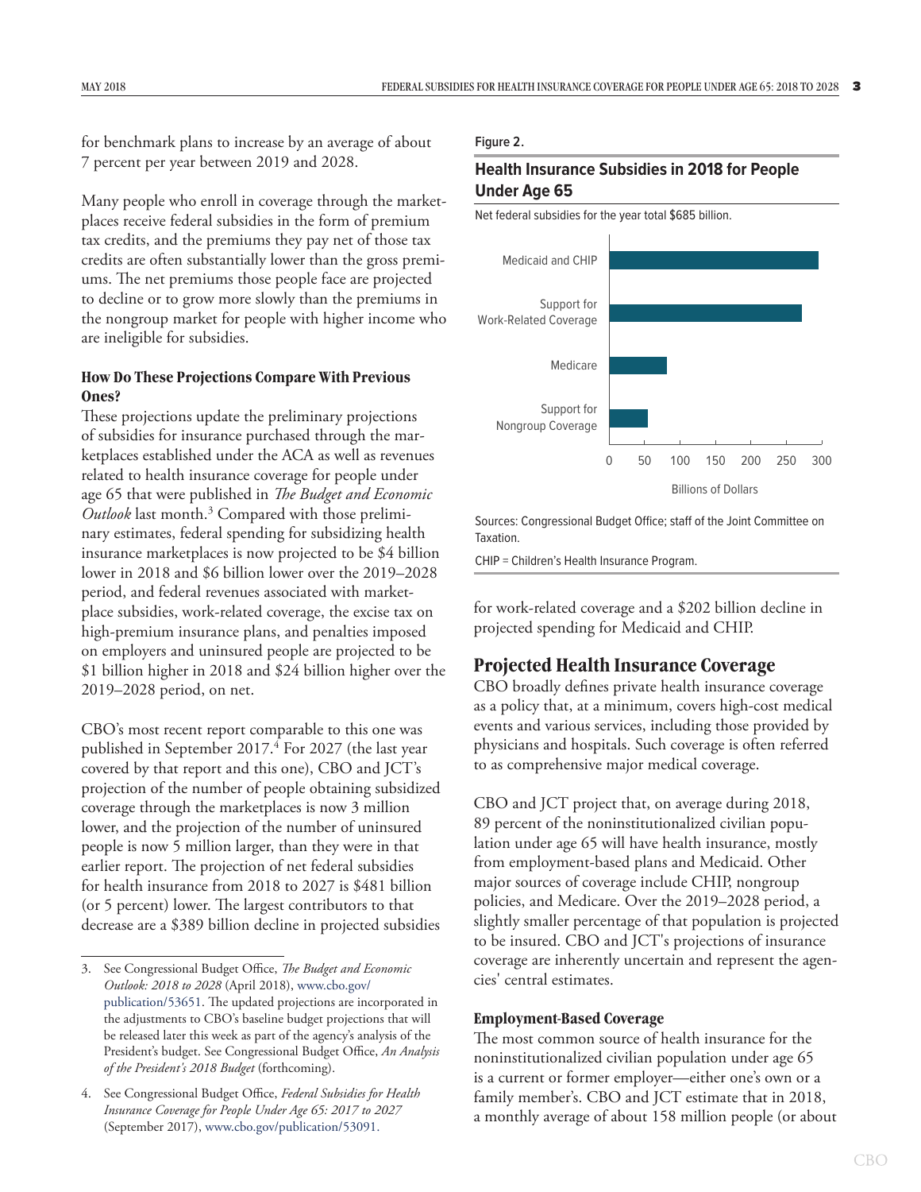for benchmark plans to increase by an average of about 7 percent per year between 2019 and 2028.

Many people who enroll in coverage through the marketplaces receive federal subsidies in the form of premium tax credits, and the premiums they pay net of those tax credits are often substantially lower than the gross premiums. The net premiums those people face are projected to decline or to grow more slowly than the premiums in the nongroup market for people with higher income who are ineligible for subsidies.

### How Do These Projections Compare With Previous Ones?

These projections update the preliminary projections of subsidies for insurance purchased through the marketplaces established under the ACA as well as revenues related to health insurance coverage for people under age 65 that were published in *The Budget and Economic Outlook* last month.[3] Compared with those preliminary estimates, federal spending for subsidizing health insurance marketplaces is now projected to be $4 billion lower in 2018 and $6 billion lower over the 2019–2028 period, and federal revenues associated with marketplace subsidies, work-related coverage, the excise tax on high-premium insurance plans, and penalties imposed on employers and uninsured people are projected to be $1 billion higher in 2018 and $24 billion higher over the 2019–2028 period, on net.

CBO's most recent report comparable to this one was published in September 2017.[4] For 2027 (the last year covered by that report and this one), CBO and JCT's projection of the number of people obtaining subsidized coverage through the marketplaces is now 3 million lower, and the projection of the number of uninsured people is now 5 million larger, than they were in that earlier report. The projection of net federal subsidies for health insurance from 2018 to 2027 is $481 billion (or 5 percent) lower. The largest contributors to that decrease are a $389 billion decline in projected subsidies for work-related coverage and a $202 billion decline in projected spending for Medicaid and CHIP.

Figure 2.

**Health Insurance Subsidies in 2018 for People Under Age 65**

Net federal subsidies for the year total $685 billion.

| Category | Billions of Dollars (approx.) |
|---|---|
| Medicaid and CHIP | ~295 |
| Support for Work-Related Coverage | ~272 |
| Medicare | ~82 |
| Support for Nongroup Coverage | ~55 |

Sources: Congressional Budget Office; staff of the Joint Committee on Taxation.

CHIP = Children's Health Insurance Program.

## Projected Health Insurance Coverage

CBO broadly defines private health insurance coverage as a policy that, at a minimum, covers high-cost medical events and various services, including those provided by physicians and hospitals. Such coverage is often referred to as comprehensive major medical coverage.

CBO and JCT project that, on average during 2018, 89 percent of the noninstitutionalized civilian population under age 65 will have health insurance, mostly from employment-based plans and Medicaid. Other major sources of coverage include CHIP, nongroup policies, and Medicare. Over the 2019–2028 period, a slightly smaller percentage of that population is projected to be insured. CBO and JCT's projections of insurance coverage are inherently uncertain and represent the agencies' central estimates.

### Employment-Based Coverage

The most common source of health insurance for the noninstitutionalized civilian population under age 65 is a current or former employer—either one's own or a family member's. CBO and JCT estimate that in 2018, a monthly average of about 158 million people (or about

---

3. See Congressional Budget Office, *The Budget and Economic Outlook: 2018 to 2028* (April 2018), www.cbo.gov/publication/53651. The updated projections are incorporated in the adjustments to CBO's baseline budget projections that will be released later this week as part of the agency's analysis of the President's budget. See Congressional Budget Office, *An Analysis of the President's 2018 Budget* (forthcoming).

4. See Congressional Budget Office, *Federal Subsidies for Health Insurance Coverage for People Under Age 65: 2017 to 2027* (September 2017), www.cbo.gov/publication/53091.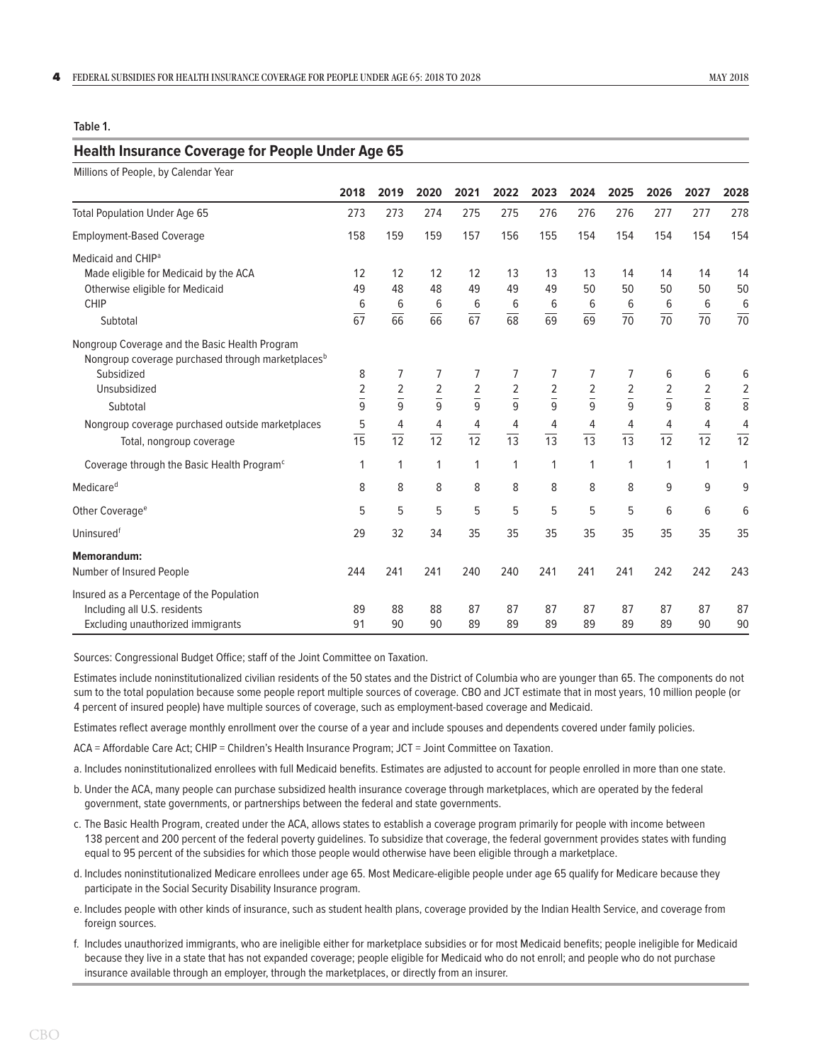Table 1.

## Health Insurance Coverage for People Under Age 65

Millions of People, by Calendar Year

| | 2018 | 2019 | 2020 | 2021 | 2022 | 2023 | 2024 | 2025 | 2026 | 2027 | 2028 |
|---|---|---|---|---|---|---|---|---|---|---|---|
| Total Population Under Age 65 | 273 | 273 | 274 | 275 | 275 | 276 | 276 | 276 | 277 | 277 | 278 |
| Employment-Based Coverage | 158 | 159 | 159 | 157 | 156 | 155 | 154 | 154 | 154 | 154 | 154 |
| Medicaid and CHIP[a] | | | | | | | | | | | |
| Made eligible for Medicaid by the ACA | 12 | 12 | 12 | 12 | 13 | 13 | 13 | 14 | 14 | 14 | 14 |
| Otherwise eligible for Medicaid | 49 | 48 | 48 | 49 | 49 | 49 | 50 | 50 | 50 | 50 | 50 |
| CHIP | 6 | 6 | 6 | 6 | 6 | 6 | 6 | 6 | 6 | 6 | 6 |
| Subtotal | 67 | 66 | 66 | 67 | 68 | 69 | 69 | 70 | 70 | 70 | 70 |
| Nongroup Coverage and the Basic Health Program | | | | | | | | | | | |
| Nongroup coverage purchased through marketplaces[b] | | | | | | | | | | | |
| Subsidized | 8 | 7 | 7 | 7 | 7 | 7 | 7 | 7 | 6 | 6 | 6 |
| Unsubsidized | 2 | 2 | 2 | 2 | 2 | 2 | 2 | 2 | 2 | 2 | 2 |
| Subtotal | 9 | 9 | 9 | 9 | 9 | 9 | 9 | 9 | 9 | 8 | 8 |
| Nongroup coverage purchased outside marketplaces | 5 | 4 | 4 | 4 | 4 | 4 | 4 | 4 | 4 | 4 | 4 |
| Total, nongroup coverage | 15 | 12 | 12 | 12 | 13 | 13 | 13 | 13 | 12 | 12 | 12 |
| Coverage through the Basic Health Program[c] | 1 | 1 | 1 | 1 | 1 | 1 | 1 | 1 | 1 | 1 | 1 |
| Medicare[d] | 8 | 8 | 8 | 8 | 8 | 8 | 8 | 8 | 9 | 9 | 9 |
| Other Coverage[e] | 5 | 5 | 5 | 5 | 5 | 5 | 5 | 5 | 6 | 6 | 6 |
| Uninsured[f] | 29 | 32 | 34 | 35 | 35 | 35 | 35 | 35 | 35 | 35 | 35 |
| **Memorandum:** | | | | | | | | | | | |
| Number of Insured People | 244 | 241 | 241 | 240 | 240 | 241 | 241 | 241 | 242 | 242 | 243 |
| Insured as a Percentage of the Population | | | | | | | | | | | |
| Including all U.S. residents | 89 | 88 | 88 | 87 | 87 | 87 | 87 | 87 | 87 | 87 | 87 |
| Excluding unauthorized immigrants | 91 | 90 | 90 | 89 | 89 | 89 | 89 | 89 | 89 | 90 | 90 |

Sources: Congressional Budget Office; staff of the Joint Committee on Taxation.

Estimates include noninstitutionalized civilian residents of the 50 states and the District of Columbia who are younger than 65. The components do not sum to the total population because some people report multiple sources of coverage. CBO and JCT estimate that in most years, 10 million people (or 4 percent of insured people) have multiple sources of coverage, such as employment-based coverage and Medicaid.

Estimates reflect average monthly enrollment over the course of a year and include spouses and dependents covered under family policies.

ACA = Affordable Care Act; CHIP = Children's Health Insurance Program; JCT = Joint Committee on Taxation.

a. Includes noninstitutionalized enrollees with full Medicaid benefits. Estimates are adjusted to account for people enrolled in more than one state.

b. Under the ACA, many people can purchase subsidized health insurance coverage through marketplaces, which are operated by the federal government, state governments, or partnerships between the federal and state governments.

c. The Basic Health Program, created under the ACA, allows states to establish a coverage program primarily for people with income between 138 percent and 200 percent of the federal poverty guidelines. To subsidize that coverage, the federal government provides states with funding equal to 95 percent of the subsidies for which those people would otherwise have been eligible through a marketplace.

d. Includes noninstitutionalized Medicare enrollees under age 65. Most Medicare-eligible people under age 65 qualify for Medicare because they participate in the Social Security Disability Insurance program.

e. Includes people with other kinds of insurance, such as student health plans, coverage provided by the Indian Health Service, and coverage from foreign sources.

f. Includes unauthorized immigrants, who are ineligible either for marketplace subsidies or for most Medicaid benefits; people ineligible for Medicaid because they live in a state that has not expanded coverage; people eligible for Medicaid who do not enroll; and people who do not purchase insurance available through an employer, through the marketplaces, or directly from an insurer.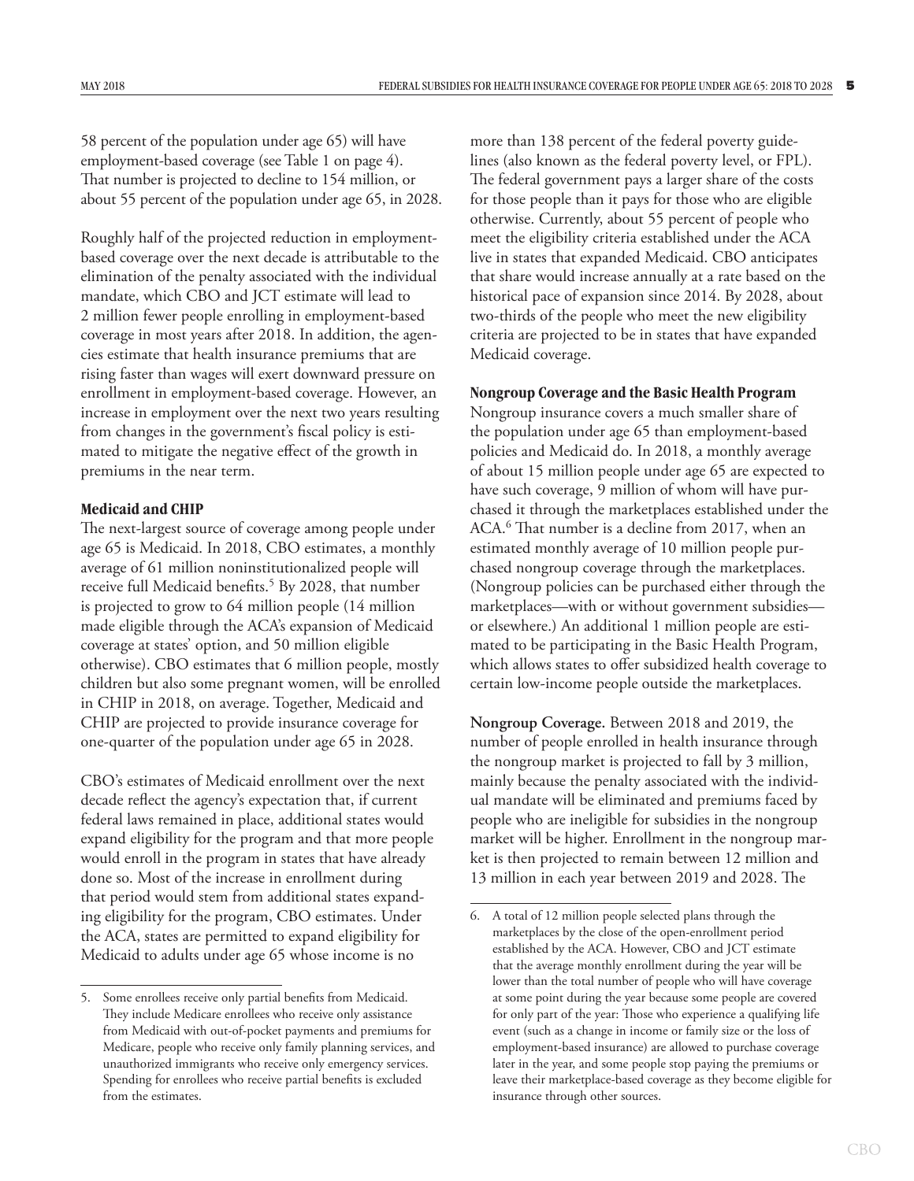58 percent of the population under age 65) will have employment-based coverage (see Table 1 on page 4). That number is projected to decline to 154 million, or about 55 percent of the population under age 65, in 2028.

Roughly half of the projected reduction in employment-based coverage over the next decade is attributable to the elimination of the penalty associated with the individual mandate, which CBO and JCT estimate will lead to 2 million fewer people enrolling in employment-based coverage in most years after 2018. In addition, the agencies estimate that health insurance premiums that are rising faster than wages will exert downward pressure on enrollment in employment-based coverage. However, an increase in employment over the next two years resulting from changes in the government's fiscal policy is estimated to mitigate the negative effect of the growth in premiums in the near term.

### Medicaid and CHIP

The next-largest source of coverage among people under age 65 is Medicaid. In 2018, CBO estimates, a monthly average of 61 million noninstitutionalized people will receive full Medicaid benefits.[5] By 2028, that number is projected to grow to 64 million people (14 million made eligible through the ACA's expansion of Medicaid coverage at states' option, and 50 million eligible otherwise). CBO estimates that 6 million people, mostly children but also some pregnant women, will be enrolled in CHIP in 2018, on average. Together, Medicaid and CHIP are projected to provide insurance coverage for one-quarter of the population under age 65 in 2028.

CBO's estimates of Medicaid enrollment over the next decade reflect the agency's expectation that, if current federal laws remained in place, additional states would expand eligibility for the program and that more people would enroll in the program in states that have already done so. Most of the increase in enrollment during that period would stem from additional states expanding eligibility for the program, CBO estimates. Under the ACA, states are permitted to expand eligibility for Medicaid to adults under age 65 whose income is no more than 138 percent of the federal poverty guidelines (also known as the federal poverty level, or FPL). The federal government pays a larger share of the costs for those people than it pays for those who are eligible otherwise. Currently, about 55 percent of people who meet the eligibility criteria established under the ACA live in states that expanded Medicaid. CBO anticipates that share would increase annually at a rate based on the historical pace of expansion since 2014. By 2028, about two-thirds of the people who meet the new eligibility criteria are projected to be in states that have expanded Medicaid coverage.

### Nongroup Coverage and the Basic Health Program

Nongroup insurance covers a much smaller share of the population under age 65 than employment-based policies and Medicaid do. In 2018, a monthly average of about 15 million people under age 65 are expected to have such coverage, 9 million of whom will have purchased it through the marketplaces established under the ACA.[6] That number is a decline from 2017, when an estimated monthly average of 10 million people purchased nongroup coverage through the marketplaces. (Nongroup policies can be purchased either through the marketplaces—with or without government subsidies—or elsewhere.) An additional 1 million people are estimated to be participating in the Basic Health Program, which allows states to offer subsidized health coverage to certain low-income people outside the marketplaces.

**Nongroup Coverage.** Between 2018 and 2019, the number of people enrolled in health insurance through the nongroup market is projected to fall by 3 million, mainly because the penalty associated with the individual mandate will be eliminated and premiums faced by people who are ineligible for subsidies in the nongroup market will be higher. Enrollment in the nongroup market is then projected to remain between 12 million and 13 million in each year between 2019 and 2028. The

---

5. Some enrollees receive only partial benefits from Medicaid. They include Medicare enrollees who receive only assistance from Medicaid with out-of-pocket payments and premiums for Medicare, people who receive only family planning services, and unauthorized immigrants who receive only emergency services. Spending for enrollees who receive partial benefits is excluded from the estimates.

6. A total of 12 million people selected plans through the marketplaces by the close of the open-enrollment period established by the ACA. However, CBO and JCT estimate that the average monthly enrollment during the year will be lower than the total number of people who will have coverage at some point during the year because some people are covered for only part of the year: Those who experience a qualifying life event (such as a change in income or family size or the loss of employment-based insurance) are allowed to purchase coverage later in the year, and some people stop paying the premiums or leave their marketplace-based coverage as they become eligible for insurance through other sources.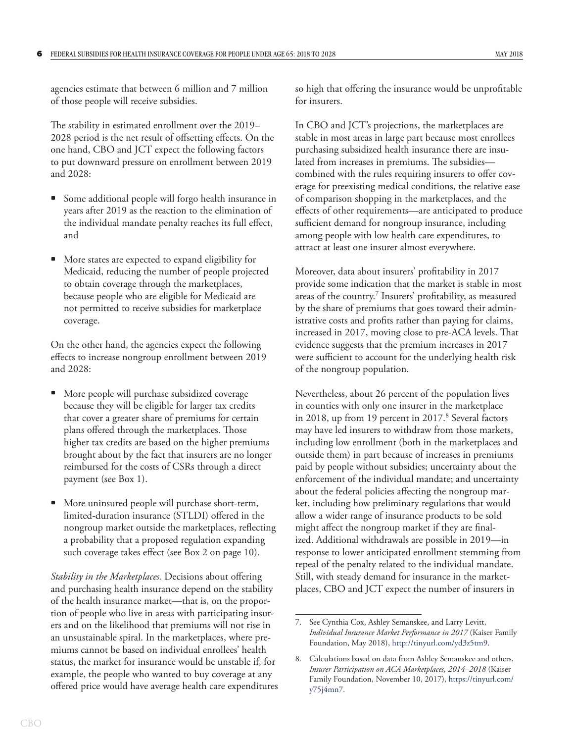agencies estimate that between 6 million and 7 million of those people will receive subsidies.

The stability in estimated enrollment over the 2019–2028 period is the net result of offsetting effects. On the one hand, CBO and JCT expect the following factors to put downward pressure on enrollment between 2019 and 2028:

- Some additional people will forgo health insurance in years after 2019 as the reaction to the elimination of the individual mandate penalty reaches its full effect, and
- More states are expected to expand eligibility for Medicaid, reducing the number of people projected to obtain coverage through the marketplaces, because people who are eligible for Medicaid are not permitted to receive subsidies for marketplace coverage.

On the other hand, the agencies expect the following effects to increase nongroup enrollment between 2019 and 2028:

- More people will purchase subsidized coverage because they will be eligible for larger tax credits that cover a greater share of premiums for certain plans offered through the marketplaces. Those higher tax credits are based on the higher premiums brought about by the fact that insurers are no longer reimbursed for the costs of CSRs through a direct payment (see Box 1).
- More uninsured people will purchase short-term, limited-duration insurance (STLDI) offered in the nongroup market outside the marketplaces, reflecting a probability that a proposed regulation expanding such coverage takes effect (see Box 2 on page 10).

*Stability in the Marketplaces.* Decisions about offering and purchasing health insurance depend on the stability of the health insurance market—that is, on the proportion of people who live in areas with participating insurers and on the likelihood that premiums will not rise in an unsustainable spiral. In the marketplaces, where premiums cannot be based on individual enrollees' health status, the market for insurance would be unstable if, for example, the people who wanted to buy coverage at any offered price would have average health care expenditures so high that offering the insurance would be unprofitable for insurers.

In CBO and JCT's projections, the marketplaces are stable in most areas in large part because most enrollees purchasing subsidized health insurance there are insulated from increases in premiums. The subsidies—combined with the rules requiring insurers to offer coverage for preexisting medical conditions, the relative ease of comparison shopping in the marketplaces, and the effects of other requirements—are anticipated to produce sufficient demand for nongroup insurance, including among people with low health care expenditures, to attract at least one insurer almost everywhere.

Moreover, data about insurers' profitability in 2017 provide some indication that the market is stable in most areas of the country.[7] Insurers' profitability, as measured by the share of premiums that goes toward their administrative costs and profits rather than paying for claims, increased in 2017, moving close to pre-ACA levels. That evidence suggests that the premium increases in 2017 were sufficient to account for the underlying health risk of the nongroup population.

Nevertheless, about 26 percent of the population lives in counties with only one insurer in the marketplace in 2018, up from 19 percent in 2017.[8] Several factors may have led insurers to withdraw from those markets, including low enrollment (both in the marketplaces and outside them) in part because of increases in premiums paid by people without subsidies; uncertainty about the enforcement of the individual mandate; and uncertainty about the federal policies affecting the nongroup market, including how preliminary regulations that would allow a wider range of insurance products to be sold might affect the nongroup market if they are finalized. Additional withdrawals are possible in 2019—in response to lower anticipated enrollment stemming from repeal of the penalty related to the individual mandate. Still, with steady demand for insurance in the marketplaces, CBO and JCT expect the number of insurers in

7. See Cynthia Cox, Ashley Semanskee, and Larry Levitt, *Individual Insurance Market Performance in 2017* (Kaiser Family Foundation, May 2018), http://tinyurl.com/yd3z5tm9.

8. Calculations based on data from Ashley Semanskee and others, *Insurer Participation on ACA Marketplaces, 2014–2018* (Kaiser Family Foundation, November 10, 2017), https://tinyurl.com/y75j4mn7.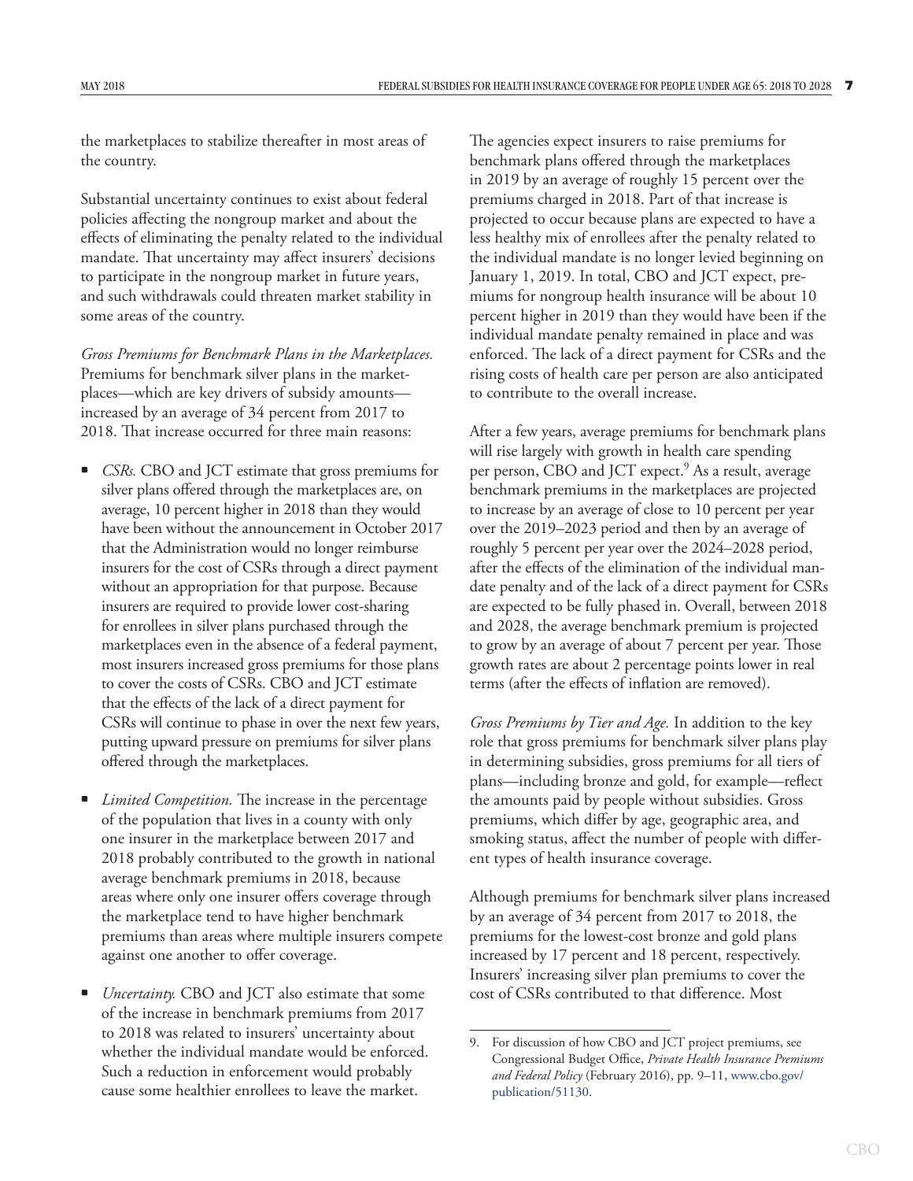the marketplaces to stabilize thereafter in most areas of the country.

Substantial uncertainty continues to exist about federal policies affecting the nongroup market and about the effects of eliminating the penalty related to the individual mandate. That uncertainty may affect insurers' decisions to participate in the nongroup market in future years, and such withdrawals could threaten market stability in some areas of the country.

*Gross Premiums for Benchmark Plans in the Marketplaces.* Premiums for benchmark silver plans in the marketplaces—which are key drivers of subsidy amounts—increased by an average of 34 percent from 2017 to 2018. That increase occurred for three main reasons:

- *CSRs.* CBO and JCT estimate that gross premiums for silver plans offered through the marketplaces are, on average, 10 percent higher in 2018 than they would have been without the announcement in October 2017 that the Administration would no longer reimburse insurers for the cost of CSRs through a direct payment without an appropriation for that purpose. Because insurers are required to provide lower cost-sharing for enrollees in silver plans purchased through the marketplaces even in the absence of a federal payment, most insurers increased gross premiums for those plans to cover the costs of CSRs. CBO and JCT estimate that the effects of the lack of a direct payment for CSRs will continue to phase in over the next few years, putting upward pressure on premiums for silver plans offered through the marketplaces.
- *Limited Competition.* The increase in the percentage of the population that lives in a county with only one insurer in the marketplace between 2017 and 2018 probably contributed to the growth in national average benchmark premiums in 2018, because areas where only one insurer offers coverage through the marketplace tend to have higher benchmark premiums than areas where multiple insurers compete against one another to offer coverage.
- *Uncertainty.* CBO and JCT also estimate that some of the increase in benchmark premiums from 2017 to 2018 was related to insurers' uncertainty about whether the individual mandate would be enforced. Such a reduction in enforcement would probably cause some healthier enrollees to leave the market.

The agencies expect insurers to raise premiums for benchmark plans offered through the marketplaces in 2019 by an average of roughly 15 percent over the premiums charged in 2018. Part of that increase is projected to occur because plans are expected to have a less healthy mix of enrollees after the penalty related to the individual mandate is no longer levied beginning on January 1, 2019. In total, CBO and JCT expect, premiums for nongroup health insurance will be about 10 percent higher in 2019 than they would have been if the individual mandate penalty remained in place and was enforced. The lack of a direct payment for CSRs and the rising costs of health care per person are also anticipated to contribute to the overall increase.

After a few years, average premiums for benchmark plans will rise largely with growth in health care spending per person, CBO and JCT expect.[9] As a result, average benchmark premiums in the marketplaces are projected to increase by an average of close to 10 percent per year over the 2019–2023 period and then by an average of roughly 5 percent per year over the 2024–2028 period, after the effects of the elimination of the individual mandate penalty and of the lack of a direct payment for CSRs are expected to be fully phased in. Overall, between 2018 and 2028, the average benchmark premium is projected to grow by an average of about 7 percent per year. Those growth rates are about 2 percentage points lower in real terms (after the effects of inflation are removed).

*Gross Premiums by Tier and Age.* In addition to the key role that gross premiums for benchmark silver plans play in determining subsidies, gross premiums for all tiers of plans—including bronze and gold, for example—reflect the amounts paid by people without subsidies. Gross premiums, which differ by age, geographic area, and smoking status, affect the number of people with different types of health insurance coverage.

Although premiums for benchmark silver plans increased by an average of 34 percent from 2017 to 2018, the premiums for the lowest-cost bronze and gold plans increased by 17 percent and 18 percent, respectively. Insurers' increasing silver plan premiums to cover the cost of CSRs contributed to that difference. Most

9. For discussion of how CBO and JCT project premiums, see Congressional Budget Office, *Private Health Insurance Premiums and Federal Policy* (February 2016), pp. 9–11, www.cbo.gov/publication/51130.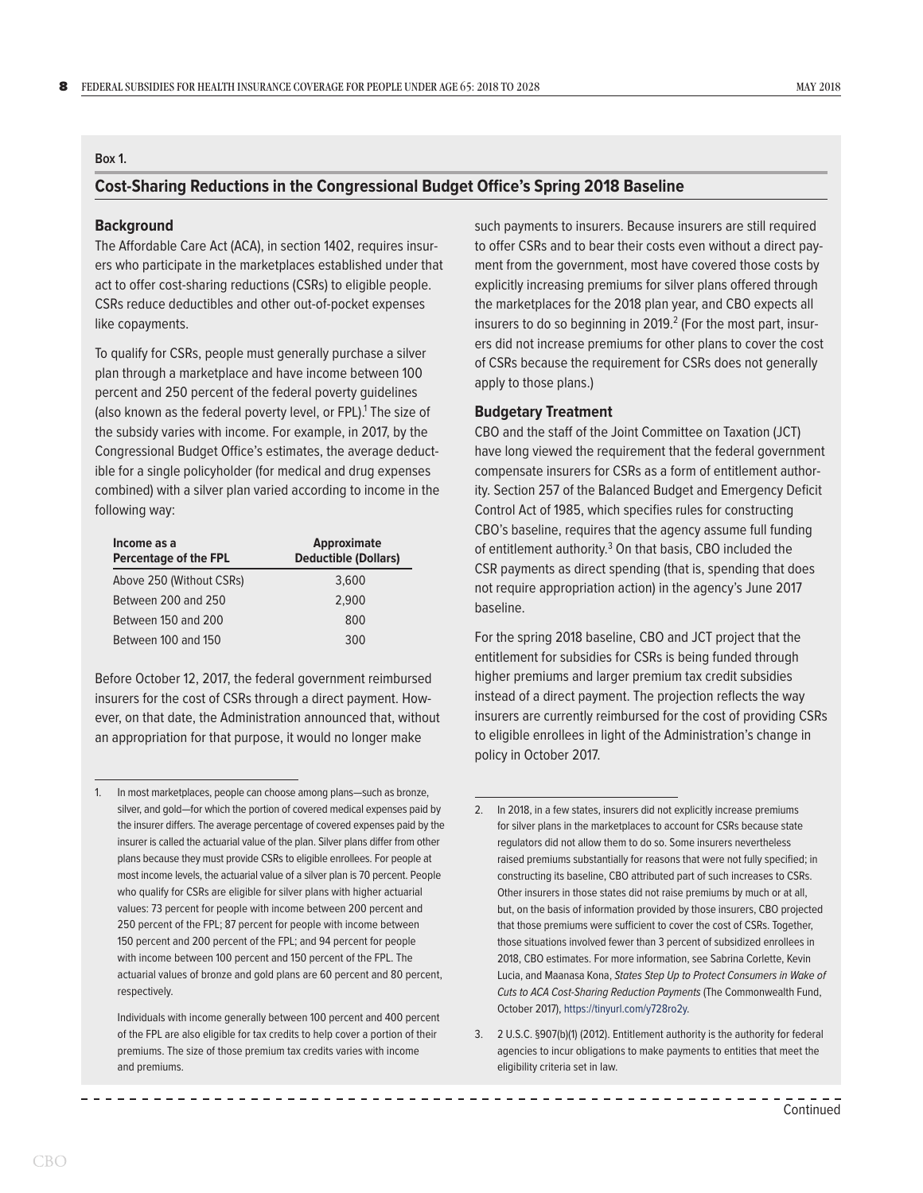**Box 1.**

## Cost-Sharing Reductions in the Congressional Budget Office's Spring 2018 Baseline

### Background

The Affordable Care Act (ACA), in section 1402, requires insurers who participate in the marketplaces established under that act to offer cost-sharing reductions (CSRs) to eligible people. CSRs reduce deductibles and other out-of-pocket expenses like copayments.

To qualify for CSRs, people must generally purchase a silver plan through a marketplace and have income between 100 percent and 250 percent of the federal poverty guidelines (also known as the federal poverty level, or FPL).[1] The size of the subsidy varies with income. For example, in 2017, by the Congressional Budget Office's estimates, the average deductible for a single policyholder (for medical and drug expenses combined) with a silver plan varied according to income in the following way:

| Income as a Percentage of the FPL | Approximate Deductible (Dollars) |
|---|---|
| Above 250 (Without CSRs) | 3,600 |
| Between 200 and 250 | 2,900 |
| Between 150 and 200 | 800 |
| Between 100 and 150 | 300 |

Before October 12, 2017, the federal government reimbursed insurers for the cost of CSRs through a direct payment. However, on that date, the Administration announced that, without an appropriation for that purpose, it would no longer make such payments to insurers. Because insurers are still required to offer CSRs and to bear their costs even without a direct payment from the government, most have covered those costs by explicitly increasing premiums for silver plans offered through the marketplaces for the 2018 plan year, and CBO expects all insurers to do so beginning in 2019.[2] (For the most part, insurers did not increase premiums for other plans to cover the cost of CSRs because the requirement for CSRs does not generally apply to those plans.)

### Budgetary Treatment

CBO and the staff of the Joint Committee on Taxation (JCT) have long viewed the requirement that the federal government compensate insurers for CSRs as a form of entitlement authority. Section 257 of the Balanced Budget and Emergency Deficit Control Act of 1985, which specifies rules for constructing CBO's baseline, requires that the agency assume full funding of entitlement authority.[3] On that basis, CBO included the CSR payments as direct spending (that is, spending that does not require appropriation action) in the agency's June 2017 baseline.

For the spring 2018 baseline, CBO and JCT project that the entitlement for subsidies for CSRs is being funded through higher premiums and larger premium tax credit subsidies instead of a direct payment. The projection reflects the way insurers are currently reimbursed for the cost of providing CSRs to eligible enrollees in light of the Administration's change in policy in October 2017.

---

1. In most marketplaces, people can choose among plans—such as bronze, silver, and gold—for which the portion of covered medical expenses paid by the insurer differs. The average percentage of covered expenses paid by the insurer is called the actuarial value of the plan. Silver plans differ from other plans because they must provide CSRs to eligible enrollees. For people at most income levels, the actuarial value of a silver plan is 70 percent. People who qualify for CSRs are eligible for silver plans with higher actuarial values: 73 percent for people with income between 200 percent and 250 percent of the FPL; 87 percent for people with income between 150 percent and 200 percent of the FPL; and 94 percent for people with income between 100 percent and 150 percent of the FPL. The actuarial values of bronze and gold plans are 60 percent and 80 percent, respectively.

   Individuals with income generally between 100 percent and 400 percent of the FPL are also eligible for tax credits to help cover a portion of their premiums. The size of those premium tax credits varies with income and premiums.

2. In 2018, in a few states, insurers did not explicitly increase premiums for silver plans in the marketplaces to account for CSRs because state regulators did not allow them to do so. Some insurers nevertheless raised premiums substantially for reasons that were not fully specified; in constructing its baseline, CBO attributed part of such increases to CSRs. Other insurers in those states did not raise premiums by much or at all, but, on the basis of information provided by those insurers, CBO projected that those premiums were sufficient to cover the cost of CSRs. Together, those situations involved fewer than 3 percent of subsidized enrollees in 2018, CBO estimates. For more information, see Sabrina Corlette, Kevin Lucia, and Maanasa Kona, *States Step Up to Protect Consumers in Wake of Cuts to ACA Cost-Sharing Reduction Payments* (The Commonwealth Fund, October 2017), https://tinyurl.com/y728ro2y.

3. 2 U.S.C. §907(b)(1) (2012). Entitlement authority is the authority for federal agencies to incur obligations to make payments to entities that meet the eligibility criteria set in law.

Continued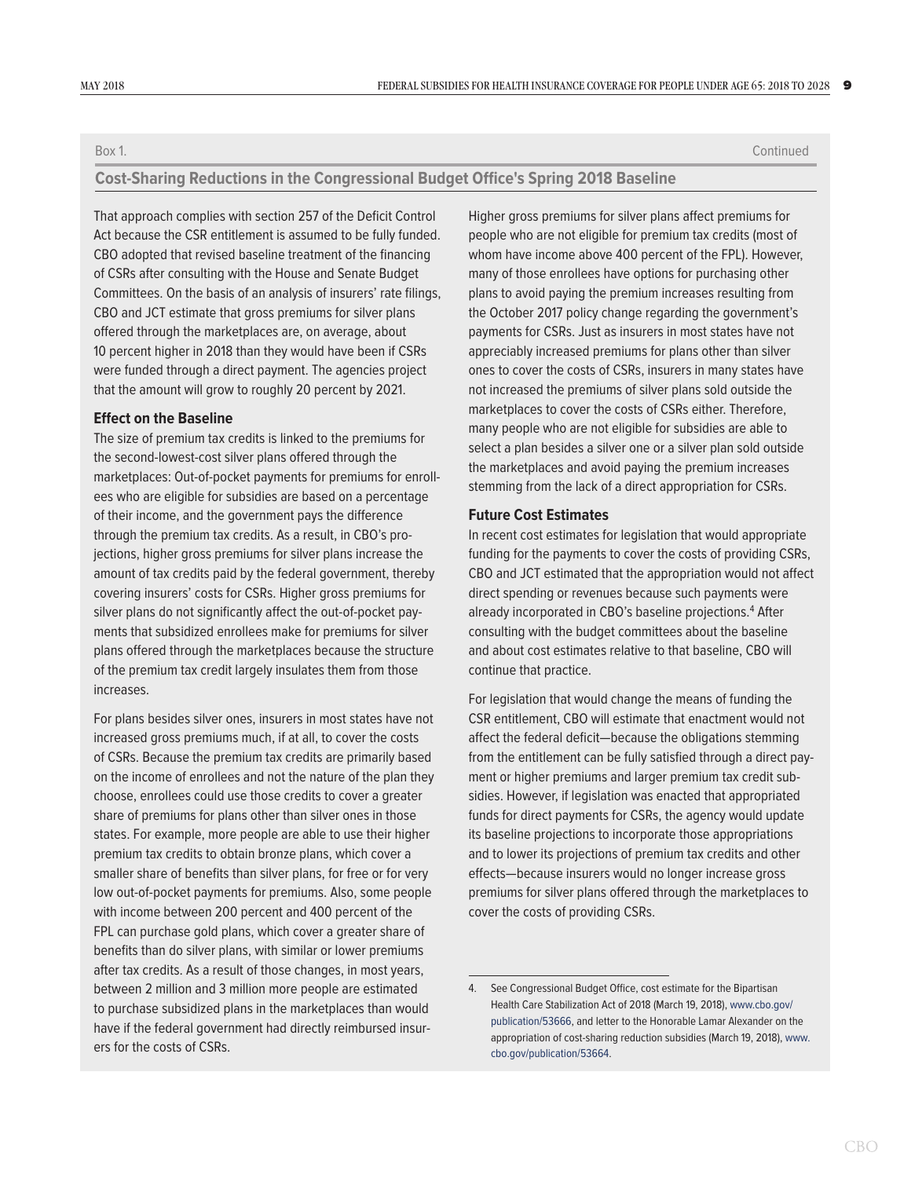Box 1. Continued

## Cost-Sharing Reductions in the Congressional Budget Office's Spring 2018 Baseline

That approach complies with section 257 of the Deficit Control Act because the CSR entitlement is assumed to be fully funded. CBO adopted that revised baseline treatment of the financing of CSRs after consulting with the House and Senate Budget Committees. On the basis of an analysis of insurers' rate filings, CBO and JCT estimate that gross premiums for silver plans offered through the marketplaces are, on average, about 10 percent higher in 2018 than they would have been if CSRs were funded through a direct payment. The agencies project that the amount will grow to roughly 20 percent by 2021.

### Effect on the Baseline

The size of premium tax credits is linked to the premiums for the second-lowest-cost silver plans offered through the marketplaces: Out-of-pocket payments for premiums for enrollees who are eligible for subsidies are based on a percentage of their income, and the government pays the difference through the premium tax credits. As a result, in CBO's projections, higher gross premiums for silver plans increase the amount of tax credits paid by the federal government, thereby covering insurers' costs for CSRs. Higher gross premiums for silver plans do not significantly affect the out-of-pocket payments that subsidized enrollees make for premiums for silver plans offered through the marketplaces because the structure of the premium tax credit largely insulates them from those increases.

For plans besides silver ones, insurers in most states have not increased gross premiums much, if at all, to cover the costs of CSRs. Because the premium tax credits are primarily based on the income of enrollees and not the nature of the plan they choose, enrollees could use those credits to cover a greater share of premiums for plans other than silver ones in those states. For example, more people are able to use their higher premium tax credits to obtain bronze plans, which cover a smaller share of benefits than silver plans, for free or for very low out-of-pocket payments for premiums. Also, some people with income between 200 percent and 400 percent of the FPL can purchase gold plans, which cover a greater share of benefits than do silver plans, with similar or lower premiums after tax credits. As a result of those changes, in most years, between 2 million and 3 million more people are estimated to purchase subsidized plans in the marketplaces than would have if the federal government had directly reimbursed insurers for the costs of CSRs.

Higher gross premiums for silver plans affect premiums for people who are not eligible for premium tax credits (most of whom have income above 400 percent of the FPL). However, many of those enrollees have options for purchasing other plans to avoid paying the premium increases resulting from the October 2017 policy change regarding the government's payments for CSRs. Just as insurers in most states have not appreciably increased premiums for plans other than silver ones to cover the costs of CSRs, insurers in many states have not increased the premiums of silver plans sold outside the marketplaces to cover the costs of CSRs either. Therefore, many people who are not eligible for subsidies are able to select a plan besides a silver one or a silver plan sold outside the marketplaces and avoid paying the premium increases stemming from the lack of a direct appropriation for CSRs.

### Future Cost Estimates

In recent cost estimates for legislation that would appropriate funding for the payments to cover the costs of providing CSRs, CBO and JCT estimated that the appropriation would not affect direct spending or revenues because such payments were already incorporated in CBO's baseline projections.[4] After consulting with the budget committees about the baseline and about cost estimates relative to that baseline, CBO will continue that practice.

For legislation that would change the means of funding the CSR entitlement, CBO will estimate that enactment would not affect the federal deficit—because the obligations stemming from the entitlement can be fully satisfied through a direct payment or higher premiums and larger premium tax credit subsidies. However, if legislation was enacted that appropriated funds for direct payments for CSRs, the agency would update its baseline projections to incorporate those appropriations and to lower its projections of premium tax credits and other effects—because insurers would no longer increase gross premiums for silver plans offered through the marketplaces to cover the costs of providing CSRs.

4. See Congressional Budget Office, cost estimate for the Bipartisan Health Care Stabilization Act of 2018 (March 19, 2018), www.cbo.gov/publication/53666, and letter to the Honorable Lamar Alexander on the appropriation of cost-sharing reduction subsidies (March 19, 2018), www.cbo.gov/publication/53664.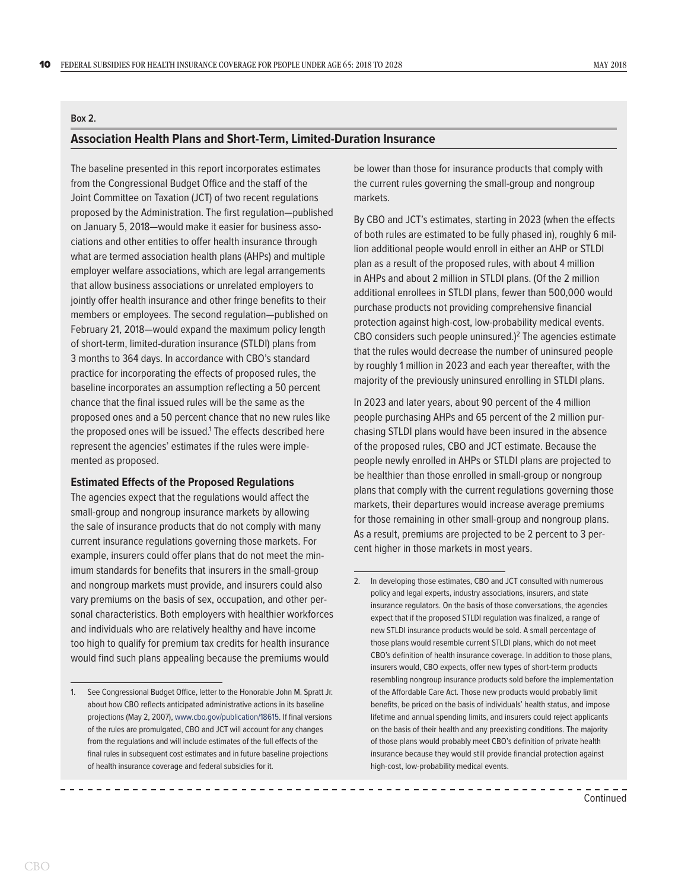Box 2.

## Association Health Plans and Short-Term, Limited-Duration Insurance

The baseline presented in this report incorporates estimates from the Congressional Budget Office and the staff of the Joint Committee on Taxation (JCT) of two recent regulations proposed by the Administration. The first regulation—published on January 5, 2018—would make it easier for business associations and other entities to offer health insurance through what are termed association health plans (AHPs) and multiple employer welfare associations, which are legal arrangements that allow business associations or unrelated employers to jointly offer health insurance and other fringe benefits to their members or employees. The second regulation—published on February 21, 2018—would expand the maximum policy length of short-term, limited-duration insurance (STLDI) plans from 3 months to 364 days. In accordance with CBO's standard practice for incorporating the effects of proposed rules, the baseline incorporates an assumption reflecting a 50 percent chance that the final issued rules will be the same as the proposed ones and a 50 percent chance that no new rules like the proposed ones will be issued.[1] The effects described here represent the agencies' estimates if the rules were implemented as proposed.

### Estimated Effects of the Proposed Regulations

The agencies expect that the regulations would affect the small-group and nongroup insurance markets by allowing the sale of insurance products that do not comply with many current insurance regulations governing those markets. For example, insurers could offer plans that do not meet the minimum standards for benefits that insurers in the small-group and nongroup markets must provide, and insurers could also vary premiums on the basis of sex, occupation, and other personal characteristics. Both employers with healthier workforces and individuals who are relatively healthy and have income too high to qualify for premium tax credits for health insurance would find such plans appealing because the premiums would be lower than those for insurance products that comply with the current rules governing the small-group and nongroup markets.

By CBO and JCT's estimates, starting in 2023 (when the effects of both rules are estimated to be fully phased in), roughly 6 million additional people would enroll in either an AHP or STLDI plan as a result of the proposed rules, with about 4 million in AHPs and about 2 million in STLDI plans. (Of the 2 million additional enrollees in STLDI plans, fewer than 500,000 would purchase products not providing comprehensive financial protection against high-cost, low-probability medical events. CBO considers such people uninsured.)[2] The agencies estimate that the rules would decrease the number of uninsured people by roughly 1 million in 2023 and each year thereafter, with the majority of the previously uninsured enrolling in STLDI plans.

In 2023 and later years, about 90 percent of the 4 million people purchasing AHPs and 65 percent of the 2 million purchasing STLDI plans would have been insured in the absence of the proposed rules, CBO and JCT estimate. Because the people newly enrolled in AHPs or STLDI plans are projected to be healthier than those enrolled in small-group or nongroup plans that comply with the current regulations governing those markets, their departures would increase average premiums for those remaining in other small-group and nongroup plans. As a result, premiums are projected to be 2 percent to 3 percent higher in those markets in most years.

1. See Congressional Budget Office, letter to the Honorable John M. Spratt Jr. about how CBO reflects anticipated administrative actions in its baseline projections (May 2, 2007), www.cbo.gov/publication/18615. If final versions of the rules are promulgated, CBO and JCT will account for any changes from the regulations and will include estimates of the full effects of the final rules in subsequent cost estimates and in future baseline projections of health insurance coverage and federal subsidies for it.

2. In developing those estimates, CBO and JCT consulted with numerous policy and legal experts, industry associations, insurers, and state insurance regulators. On the basis of those conversations, the agencies expect that if the proposed STLDI regulation was finalized, a range of new STLDI insurance products would be sold. A small percentage of those plans would resemble current STLDI plans, which do not meet CBO's definition of health insurance coverage. In addition to those plans, insurers would, CBO expects, offer new types of short-term products resembling nongroup insurance products sold before the implementation of the Affordable Care Act. Those new products would probably limit benefits, be priced on the basis of individuals' health status, and impose lifetime and annual spending limits, and insurers could reject applicants on the basis of their health and any preexisting conditions. The majority of those plans would probably meet CBO's definition of private health insurance because they would still provide financial protection against high-cost, low-probability medical events.

Continued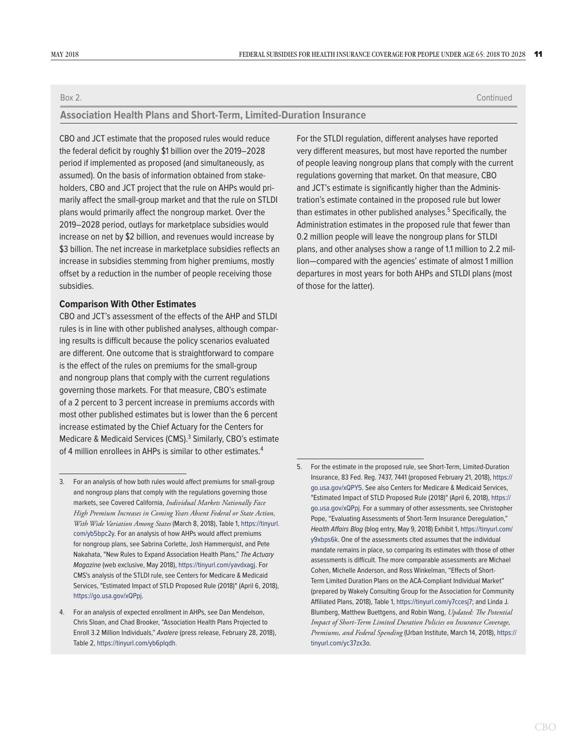Box 2. Continued

## Association Health Plans and Short-Term, Limited-Duration Insurance

CBO and JCT estimate that the proposed rules would reduce the federal deficit by roughly $1 billion over the 2019–2028 period if implemented as proposed (and simultaneously, as assumed). On the basis of information obtained from stakeholders, CBO and JCT project that the rule on AHPs would primarily affect the small-group market and that the rule on STLDI plans would primarily affect the nongroup market. Over the 2019–2028 period, outlays for marketplace subsidies would increase on net by $2 billion, and revenues would increase by $3 billion. The net increase in marketplace subsidies reflects an increase in subsidies stemming from higher premiums, mostly offset by a reduction in the number of people receiving those subsidies.

### Comparison With Other Estimates

CBO and JCT's assessment of the effects of the AHP and STLDI rules is in line with other published analyses, although comparing results is difficult because the policy scenarios evaluated are different. One outcome that is straightforward to compare is the effect of the rules on premiums for the small-group and nongroup plans that comply with the current regulations governing those markets. For that measure, CBO's estimate of a 2 percent to 3 percent increase in premiums accords with most other published estimates but is lower than the 6 percent increase estimated by the Chief Actuary for the Centers for Medicare & Medicaid Services (CMS).[3] Similarly, CBO's estimate of 4 million enrollees in AHPs is similar to other estimates.[4]

For the STLDI regulation, different analyses have reported very different measures, but most have reported the number of people leaving nongroup plans that comply with the current regulations governing that market. On that measure, CBO and JCT's estimate is significantly higher than the Administration's estimate contained in the proposed rule but lower than estimates in other published analyses.[5] Specifically, the Administration estimates in the proposed rule that fewer than 0.2 million people will leave the nongroup plans for STLDI plans, and other analyses show a range of 1.1 million to 2.2 million—compared with the agencies' estimate of almost 1 million departures in most years for both AHPs and STLDI plans (most of those for the latter).

---

3. For an analysis of how both rules would affect premiums for small-group and nongroup plans that comply with the regulations governing those markets, see Covered California, *Individual Markets Nationally Face High Premium Increases in Coming Years Absent Federal or State Action, With Wide Variation Among States* (March 8, 2018), Table 1, https://tinyurl.com/yb5bpc2y. For an analysis of how AHPs would affect premiums for nongroup plans, see Sabrina Corlette, Josh Hammerquist, and Pete Nakahata, "New Rules to Expand Association Health Plans," *The Actuary Magazine* (web exclusive, May 2018), https://tinyurl.com/yavdxagj. For CMS's analysis of the STLDI rule, see Centers for Medicare & Medicaid Services, "Estimated Impact of STLD Proposed Rule (2018)" (April 6, 2018), https://go.usa.gov/xQPpj.

4. For an analysis of expected enrollment in AHPs, see Dan Mendelson, Chris Sloan, and Chad Brooker, "Association Health Plans Projected to Enroll 3.2 Million Individuals," *Avalere* (press release, February 28, 2018), Table 2, https://tinyurl.com/yb6plqdh.

5. For the estimate in the proposed rule, see Short-Term, Limited-Duration Insurance, 83 Fed. Reg. 7437, 7441 (proposed February 21, 2018), https://go.usa.gov/xQPY5. See also Centers for Medicare & Medicaid Services, "Estimated Impact of STLD Proposed Rule (2018)" (April 6, 2018), https://go.usa.gov/xQPpj. For a summary of other assessments, see Christopher Pope, "Evaluating Assessments of Short-Term Insurance Deregulation," *Health Affairs Blog* (blog entry, May 9, 2018) Exhibit 1, https://tinyurl.com/y9xbps6k. One of the assessments cited assumes that the individual mandate remains in place, so comparing its estimates with those of other assessments is difficult. The more comparable assessments are Michael Cohen, Michelle Anderson, and Ross Winkelman, "Effects of Short-Term Limited Duration Plans on the ACA-Compliant Individual Market" (prepared by Wakely Consulting Group for the Association for Community Affiliated Plans, 2018), Table 1, https://tinyurl.com/y7ccesj7; and Linda J. Blumberg, Matthew Buettgens, and Robin Wang, *Updated: The Potential Impact of Short-Term Limited Duration Policies on Insurance Coverage, Premiums, and Federal Spending* (Urban Institute, March 14, 2018), https://tinyurl.com/yc37zx3o.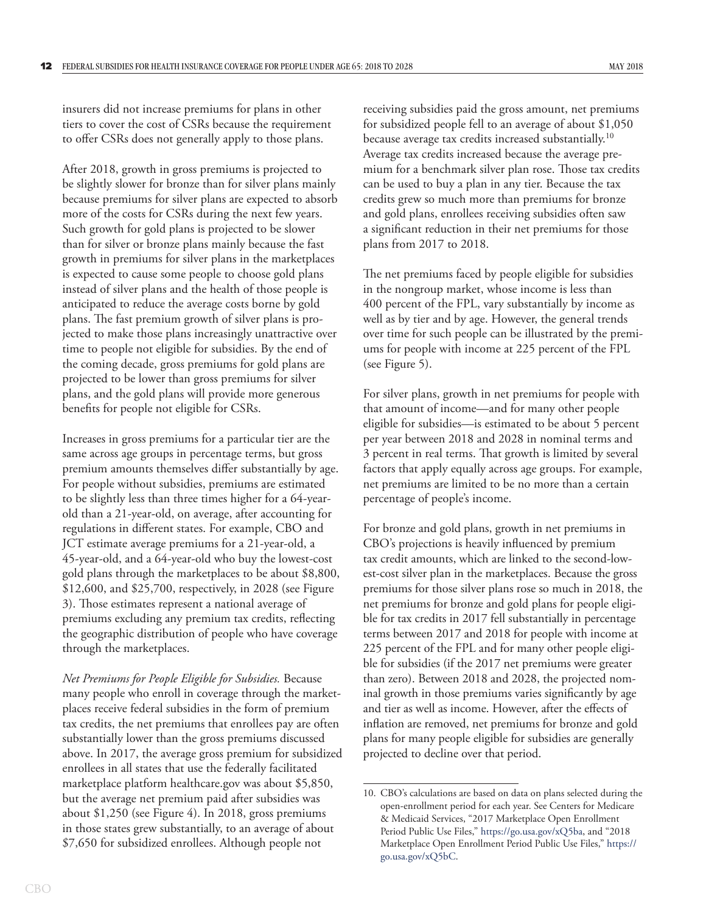insurers did not increase premiums for plans in other tiers to cover the cost of CSRs because the requirement to offer CSRs does not generally apply to those plans.

After 2018, growth in gross premiums is projected to be slightly slower for bronze than for silver plans mainly because premiums for silver plans are expected to absorb more of the costs for CSRs during the next few years. Such growth for gold plans is projected to be slower than for silver or bronze plans mainly because the fast growth in premiums for silver plans in the marketplaces is expected to cause some people to choose gold plans instead of silver plans and the health of those people is anticipated to reduce the average costs borne by gold plans. The fast premium growth of silver plans is projected to make those plans increasingly unattractive over time to people not eligible for subsidies. By the end of the coming decade, gross premiums for gold plans are projected to be lower than gross premiums for silver plans, and the gold plans will provide more generous benefits for people not eligible for CSRs.

Increases in gross premiums for a particular tier are the same across age groups in percentage terms, but gross premium amounts themselves differ substantially by age. For people without subsidies, premiums are estimated to be slightly less than three times higher for a 64-year-old than a 21-year-old, on average, after accounting for regulations in different states. For example, CBO and JCT estimate average premiums for a 21-year-old, a 45-year-old, and a 64-year-old who buy the lowest-cost gold plans through the marketplaces to be about $8,800, $12,600, and $25,700, respectively, in 2028 (see Figure 3). Those estimates represent a national average of premiums excluding any premium tax credits, reflecting the geographic distribution of people who have coverage through the marketplaces.

*Net Premiums for People Eligible for Subsidies.* Because many people who enroll in coverage through the marketplaces receive federal subsidies in the form of premium tax credits, the net premiums that enrollees pay are often substantially lower than the gross premiums discussed above. In 2017, the average gross premium for subsidized enrollees in all states that use the federally facilitated marketplace platform healthcare.gov was about $5,850, but the average net premium paid after subsidies was about $1,250 (see Figure 4). In 2018, gross premiums in those states grew substantially, to an average of about $7,650 for subsidized enrollees. Although people not receiving subsidies paid the gross amount, net premiums for subsidized people fell to an average of about $1,050 because average tax credits increased substantially.[10] Average tax credits increased because the average premium for a benchmark silver plan rose. Those tax credits can be used to buy a plan in any tier. Because the tax credits grew so much more than premiums for bronze and gold plans, enrollees receiving subsidies often saw a significant reduction in their net premiums for those plans from 2017 to 2018.

The net premiums faced by people eligible for subsidies in the nongroup market, whose income is less than 400 percent of the FPL, vary substantially by income as well as by tier and by age. However, the general trends over time for such people can be illustrated by the premiums for people with income at 225 percent of the FPL (see Figure 5).

For silver plans, growth in net premiums for people with that amount of income—and for many other people eligible for subsidies—is estimated to be about 5 percent per year between 2018 and 2028 in nominal terms and 3 percent in real terms. That growth is limited by several factors that apply equally across age groups. For example, net premiums are limited to be no more than a certain percentage of people's income.

For bronze and gold plans, growth in net premiums in CBO's projections is heavily influenced by premium tax credit amounts, which are linked to the second-lowest-cost silver plan in the marketplaces. Because the gross premiums for those silver plans rose so much in 2018, the net premiums for bronze and gold plans for people eligible for tax credits in 2017 fell substantially in percentage terms between 2017 and 2018 for people with income at 225 percent of the FPL and for many other people eligible for subsidies (if the 2017 net premiums were greater than zero). Between 2018 and 2028, the projected nominal growth in those premiums varies significantly by age and tier as well as income. However, after the effects of inflation are removed, net premiums for bronze and gold plans for many people eligible for subsidies are generally projected to decline over that period.

10. CBO's calculations are based on data on plans selected during the open-enrollment period for each year. See Centers for Medicare & Medicaid Services, "2017 Marketplace Open Enrollment Period Public Use Files," https://go.usa.gov/xQ5ba, and "2018 Marketplace Open Enrollment Period Public Use Files," https://go.usa.gov/xQ5bC.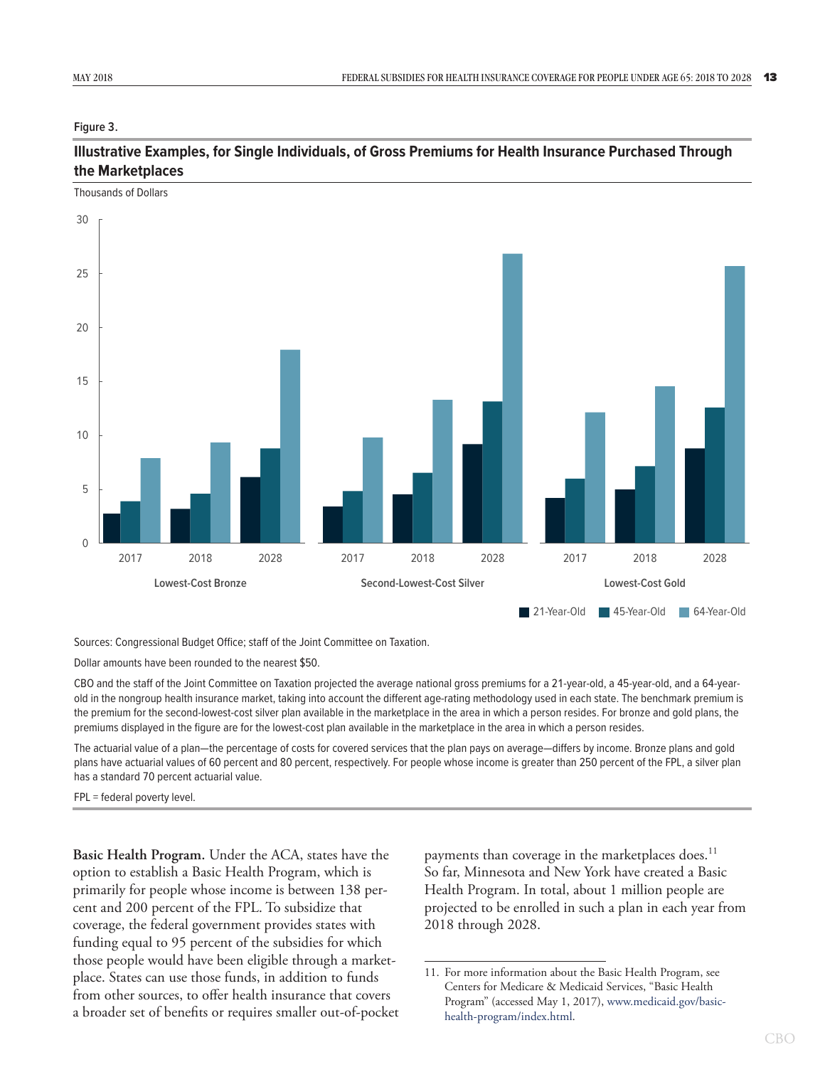Figure 3.

## Illustrative Examples, for Single Individuals, of Gross Premiums for Health Insurance Purchased Through the Marketplaces

Thousands of Dollars

Sources: Congressional Budget Office; staff of the Joint Committee on Taxation.

Dollar amounts have been rounded to the nearest $50.

CBO and the staff of the Joint Committee on Taxation projected the average national gross premiums for a 21-year-old, a 45-year-old, and a 64-year-old in the nongroup health insurance market, taking into account the different age-rating methodology used in each state. The benchmark premium is the premium for the second-lowest-cost silver plan available in the marketplace in the area in which a person resides. For bronze and gold plans, the premiums displayed in the figure are for the lowest-cost plan available in the marketplace in the area in which a person resides.

The actuarial value of a plan—the percentage of costs for covered services that the plan pays on average—differs by income. Bronze plans and gold plans have actuarial values of 60 percent and 80 percent, respectively. For people whose income is greater than 250 percent of the FPL, a silver plan has a standard 70 percent actuarial value.

FPL = federal poverty level.

**Basic Health Program.** Under the ACA, states have the option to establish a Basic Health Program, which is primarily for people whose income is between 138 percent and 200 percent of the FPL. To subsidize that coverage, the federal government provides states with funding equal to 95 percent of the subsidies for which those people would have been eligible through a marketplace. States can use those funds, in addition to funds from other sources, to offer health insurance that covers a broader set of benefits or requires smaller out-of-pocket payments than coverage in the marketplaces does.[11] So far, Minnesota and New York have created a Basic Health Program. In total, about 1 million people are projected to be enrolled in such a plan in each year from 2018 through 2028.

11. For more information about the Basic Health Program, see Centers for Medicare & Medicaid Services, "Basic Health Program" (accessed May 1, 2017), www.medicaid.gov/basic-health-program/index.html.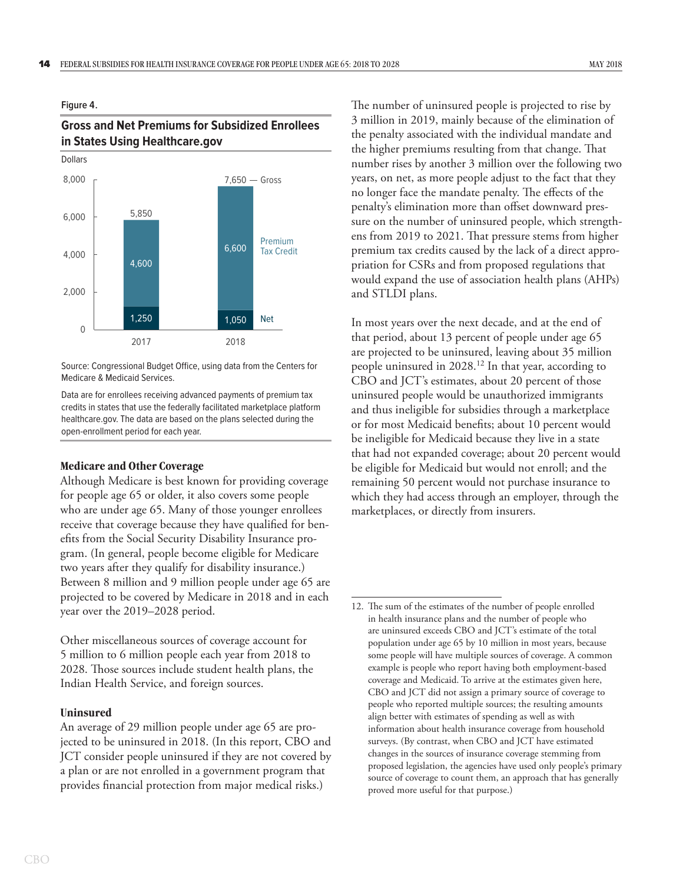Figure 4.

**Gross and Net Premiums for Subsidized Enrollees in States Using Healthcare.gov**

Dollars

| | 2017 | 2018 |
|---|---|---|
| Gross | 5,850 | 7,650 |
| Premium Tax Credit | 4,600 | 6,600 |
| Net | 1,250 | 1,050 |

Source: Congressional Budget Office, using data from the Centers for Medicare & Medicaid Services.

Data are for enrollees receiving advanced payments of premium tax credits in states that use the federally facilitated marketplace platform healthcare.gov. The data are based on the plans selected during the open-enrollment period for each year.

### Medicare and Other Coverage

Although Medicare is best known for providing coverage for people age 65 or older, it also covers some people who are under age 65. Many of those younger enrollees receive that coverage because they have qualified for benefits from the Social Security Disability Insurance program. (In general, people become eligible for Medicare two years after they qualify for disability insurance.) Between 8 million and 9 million people under age 65 are projected to be covered by Medicare in 2018 and in each year over the 2019–2028 period.

Other miscellaneous sources of coverage account for 5 million to 6 million people each year from 2018 to 2028. Those sources include student health plans, the Indian Health Service, and foreign sources.

### Uninsured

An average of 29 million people under age 65 are projected to be uninsured in 2018. (In this report, CBO and JCT consider people uninsured if they are not covered by a plan or are not enrolled in a government program that provides financial protection from major medical risks.)

The number of uninsured people is projected to rise by 3 million in 2019, mainly because of the elimination of the penalty associated with the individual mandate and the higher premiums resulting from that change. That number rises by another 3 million over the following two years, on net, as more people adjust to the fact that they no longer face the mandate penalty. The effects of the penalty's elimination more than offset downward pressure on the number of uninsured people, which strengthens from 2019 to 2021. That pressure stems from higher premium tax credits caused by the lack of a direct appropriation for CSRs and from proposed regulations that would expand the use of association health plans (AHPs) and STLDI plans.

In most years over the next decade, and at the end of that period, about 13 percent of people under age 65 are projected to be uninsured, leaving about 35 million people uninsured in 2028.[12] In that year, according to CBO and JCT's estimates, about 20 percent of those uninsured people would be unauthorized immigrants and thus ineligible for subsidies through a marketplace or for most Medicaid benefits; about 10 percent would be ineligible for Medicaid because they live in a state that had not expanded coverage; about 20 percent would be eligible for Medicaid but would not enroll; and the remaining 50 percent would not purchase insurance to which they had access through an employer, through the marketplaces, or directly from insurers.

12. The sum of the estimates of the number of people enrolled in health insurance plans and the number of people who are uninsured exceeds CBO and JCT's estimate of the total population under age 65 by 10 million in most years, because some people will have multiple sources of coverage. A common example is people who report having both employment-based coverage and Medicaid. To arrive at the estimates given here, CBO and JCT did not assign a primary source of coverage to people who reported multiple sources; the resulting amounts align better with estimates of spending as well as with information about health insurance coverage from household surveys. (By contrast, when CBO and JCT have estimated changes in the sources of insurance coverage stemming from proposed legislation, the agencies have used only people's primary source of coverage to count them, an approach that has generally proved more useful for that purpose.)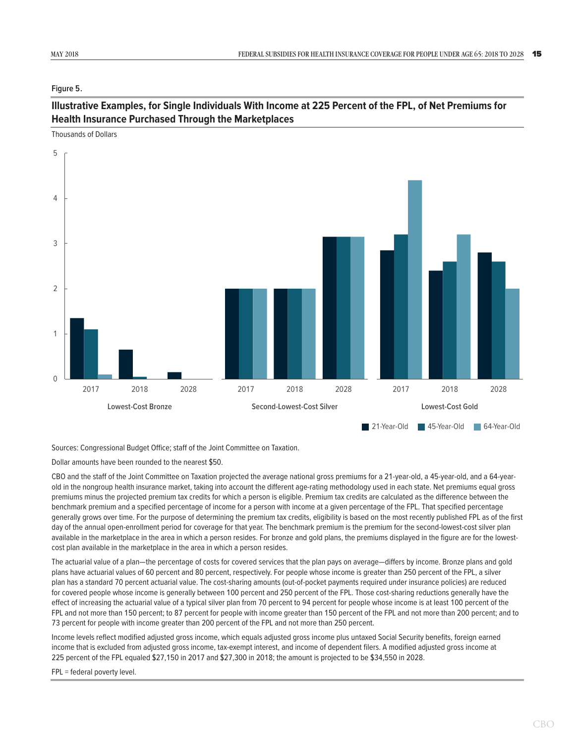Figure 5.

**Illustrative Examples, for Single Individuals With Income at 225 Percent of the FPL, of Net Premiums for Health Insurance Purchased Through the Marketplaces**

Thousands of Dollars

Sources: Congressional Budget Office; staff of the Joint Committee on Taxation.

Dollar amounts have been rounded to the nearest $50.

CBO and the staff of the Joint Committee on Taxation projected the average national gross premiums for a 21-year-old, a 45-year-old, and a 64-year-old in the nongroup health insurance market, taking into account the different age-rating methodology used in each state. Net premiums equal gross premiums minus the projected premium tax credits for which a person is eligible. Premium tax credits are calculated as the difference between the benchmark premium and a specified percentage of income for a person with income at a given percentage of the FPL. That specified percentage generally grows over time. For the purpose of determining the premium tax credits, eligibility is based on the most recently published FPL as of the first day of the annual open-enrollment period for coverage for that year. The benchmark premium is the premium for the second-lowest-cost silver plan available in the marketplace in the area in which a person resides. For bronze and gold plans, the premiums displayed in the figure are for the lowest-cost plan available in the marketplace in the area in which a person resides.

The actuarial value of a plan—the percentage of costs for covered services that the plan pays on average—differs by income. Bronze plans and gold plans have actuarial values of 60 percent and 80 percent, respectively. For people whose income is greater than 250 percent of the FPL, a silver plan has a standard 70 percent actuarial value. The cost-sharing amounts (out-of-pocket payments required under insurance policies) are reduced for covered people whose income is generally between 100 percent and 250 percent of the FPL. Those cost-sharing reductions generally have the effect of increasing the actuarial value of a typical silver plan from 70 percent to 94 percent for people whose income is at least 100 percent of the FPL and not more than 150 percent; to 87 percent for people with income greater than 150 percent of the FPL and not more than 200 percent; and to 73 percent for people with income greater than 200 percent of the FPL and not more than 250 percent.

Income levels reflect modified adjusted gross income, which equals adjusted gross income plus untaxed Social Security benefits, foreign earned income that is excluded from adjusted gross income, tax-exempt interest, and income of dependent filers. A modified adjusted gross income at 225 percent of the FPL equaled $27,150 in 2017 and $27,300 in 2018; the amount is projected to be $34,550 in 2028.

FPL = federal poverty level.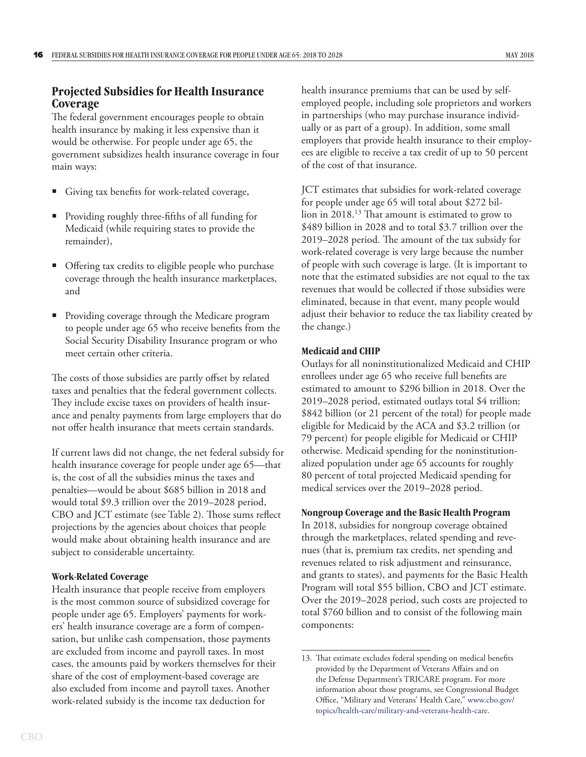## Projected Subsidies for Health Insurance Coverage

The federal government encourages people to obtain health insurance by making it less expensive than it would be otherwise. For people under age 65, the government subsidizes health insurance coverage in four main ways:

- Giving tax benefits for work-related coverage,
- Providing roughly three-fifths of all funding for Medicaid (while requiring states to provide the remainder),
- Offering tax credits to eligible people who purchase coverage through the health insurance marketplaces, and
- Providing coverage through the Medicare program to people under age 65 who receive benefits from the Social Security Disability Insurance program or who meet certain other criteria.

The costs of those subsidies are partly offset by related taxes and penalties that the federal government collects. They include excise taxes on providers of health insurance and penalty payments from large employers that do not offer health insurance that meets certain standards.

If current laws did not change, the net federal subsidy for health insurance coverage for people under age 65—that is, the cost of all the subsidies minus the taxes and penalties—would be about $685 billion in 2018 and would total $9.3 trillion over the 2019–2028 period, CBO and JCT estimate (see Table 2). Those sums reflect projections by the agencies about choices that people would make about obtaining health insurance and are subject to considerable uncertainty.

### Work-Related Coverage

Health insurance that people receive from employers is the most common source of subsidized coverage for people under age 65. Employers' payments for workers' health insurance coverage are a form of compensation, but unlike cash compensation, those payments are excluded from income and payroll taxes. In most cases, the amounts paid by workers themselves for their share of the cost of employment-based coverage are also excluded from income and payroll taxes. Another work-related subsidy is the income tax deduction for health insurance premiums that can be used by self-employed people, including sole proprietors and workers in partnerships (who may purchase insurance individually or as part of a group). In addition, some small employers that provide health insurance to their employees are eligible to receive a tax credit of up to 50 percent of the cost of that insurance.

JCT estimates that subsidies for work-related coverage for people under age 65 will total about $272 billion in 2018.[13] That amount is estimated to grow to $489 billion in 2028 and to total $3.7 trillion over the 2019–2028 period. The amount of the tax subsidy for work-related coverage is very large because the number of people with such coverage is large. (It is important to note that the estimated subsidies are not equal to the tax revenues that would be collected if those subsidies were eliminated, because in that event, many people would adjust their behavior to reduce the tax liability created by the change.)

### Medicaid and CHIP

Outlays for all noninstitutionalized Medicaid and CHIP enrollees under age 65 who receive full benefits are estimated to amount to $296 billion in 2018. Over the 2019–2028 period, estimated outlays total $4 trillion: $842 billion (or 21 percent of the total) for people made eligible for Medicaid by the ACA and $3.2 trillion (or 79 percent) for people eligible for Medicaid or CHIP otherwise. Medicaid spending for the noninstitutionalized population under age 65 accounts for roughly 80 percent of total projected Medicaid spending for medical services over the 2019–2028 period.

### Nongroup Coverage and the Basic Health Program

In 2018, subsidies for nongroup coverage obtained through the marketplaces, related spending and revenues (that is, premium tax credits, net spending and revenues related to risk adjustment and reinsurance, and grants to states), and payments for the Basic Health Program will total $55 billion, CBO and JCT estimate. Over the 2019–2028 period, such costs are projected to total $760 billion and to consist of the following main components:

---

13. That estimate excludes federal spending on medical benefits provided by the Department of Veterans Affairs and on the Defense Department's TRICARE program. For more information about those programs, see Congressional Budget Office, "Military and Veterans' Health Care," www.cbo.gov/topics/health-care/military-and-veterans-health-care.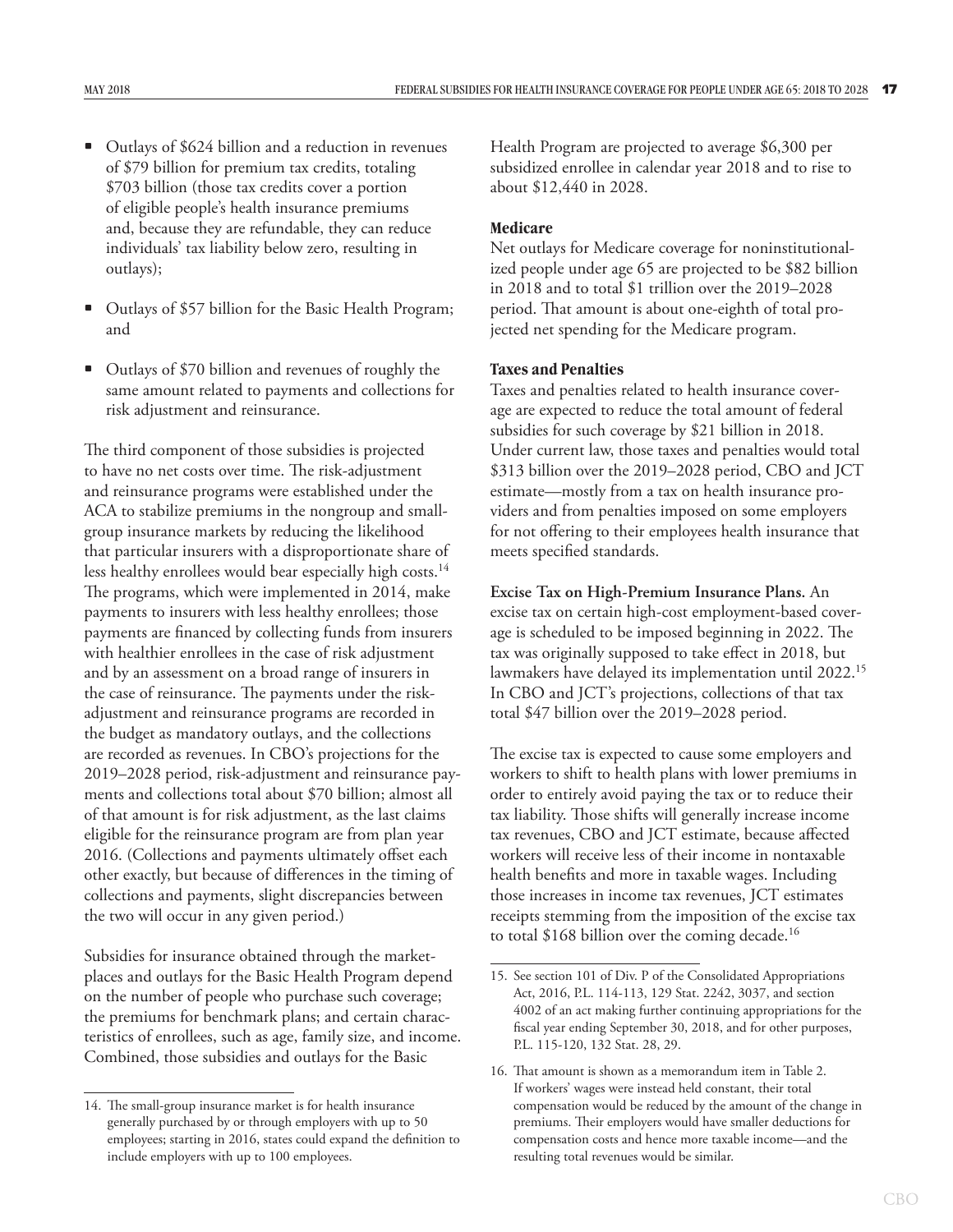- Outlays of \$624 billion and a reduction in revenues of \$79 billion for premium tax credits, totaling \$703 billion (those tax credits cover a portion of eligible people's health insurance premiums and, because they are refundable, they can reduce individuals' tax liability below zero, resulting in outlays);
- Outlays of \$57 billion for the Basic Health Program; and
- Outlays of \$70 billion and revenues of roughly the same amount related to payments and collections for risk adjustment and reinsurance.

The third component of those subsidies is projected to have no net costs over time. The risk-adjustment and reinsurance programs were established under the ACA to stabilize premiums in the nongroup and small-group insurance markets by reducing the likelihood that particular insurers with a disproportionate share of less healthy enrollees would bear especially high costs.[14] The programs, which were implemented in 2014, make payments to insurers with less healthy enrollees; those payments are financed by collecting funds from insurers with healthier enrollees in the case of risk adjustment and by an assessment on a broad range of insurers in the case of reinsurance. The payments under the risk-adjustment and reinsurance programs are recorded in the budget as mandatory outlays, and the collections are recorded as revenues. In CBO's projections for the 2019–2028 period, risk-adjustment and reinsurance payments and collections total about \$70 billion; almost all of that amount is for risk adjustment, as the last claims eligible for the reinsurance program are from plan year 2016. (Collections and payments ultimately offset each other exactly, but because of differences in the timing of collections and payments, slight discrepancies between the two will occur in any given period.)

Subsidies for insurance obtained through the marketplaces and outlays for the Basic Health Program depend on the number of people who purchase such coverage; the premiums for benchmark plans; and certain characteristics of enrollees, such as age, family size, and income. Combined, those subsidies and outlays for the Basic Health Program are projected to average \$6,300 per subsidized enrollee in calendar year 2018 and to rise to about \$12,440 in 2028.

### Medicare

Net outlays for Medicare coverage for noninstitutionalized people under age 65 are projected to be \$82 billion in 2018 and to total \$1 trillion over the 2019–2028 period. That amount is about one-eighth of total projected net spending for the Medicare program.

### Taxes and Penalties

Taxes and penalties related to health insurance coverage are expected to reduce the total amount of federal subsidies for such coverage by \$21 billion in 2018. Under current law, those taxes and penalties would total \$313 billion over the 2019–2028 period, CBO and JCT estimate—mostly from a tax on health insurance providers and from penalties imposed on some employers for not offering to their employees health insurance that meets specified standards.

**Excise Tax on High-Premium Insurance Plans.** An excise tax on certain high-cost employment-based coverage is scheduled to be imposed beginning in 2022. The tax was originally supposed to take effect in 2018, but lawmakers have delayed its implementation until 2022.[15] In CBO and JCT's projections, collections of that tax total \$47 billion over the 2019–2028 period.

The excise tax is expected to cause some employers and workers to shift to health plans with lower premiums in order to entirely avoid paying the tax or to reduce their tax liability. Those shifts will generally increase income tax revenues, CBO and JCT estimate, because affected workers will receive less of their income in nontaxable health benefits and more in taxable wages. Including those increases in income tax revenues, JCT estimates receipts stemming from the imposition of the excise tax to total \$168 billion over the coming decade.[16]

---

14. The small-group insurance market is for health insurance generally purchased by or through employers with up to 50 employees; starting in 2016, states could expand the definition to include employers with up to 100 employees.

15. See section 101 of Div. P of the Consolidated Appropriations Act, 2016, P.L. 114-113, 129 Stat. 2242, 3037, and section 4002 of an act making further continuing appropriations for the fiscal year ending September 30, 2018, and for other purposes, P.L. 115-120, 132 Stat. 28, 29.

16. That amount is shown as a memorandum item in Table 2. If workers' wages were instead held constant, their total compensation would be reduced by the amount of the change in premiums. Their employers would have smaller deductions for compensation costs and hence more taxable income—and the resulting total revenues would be similar.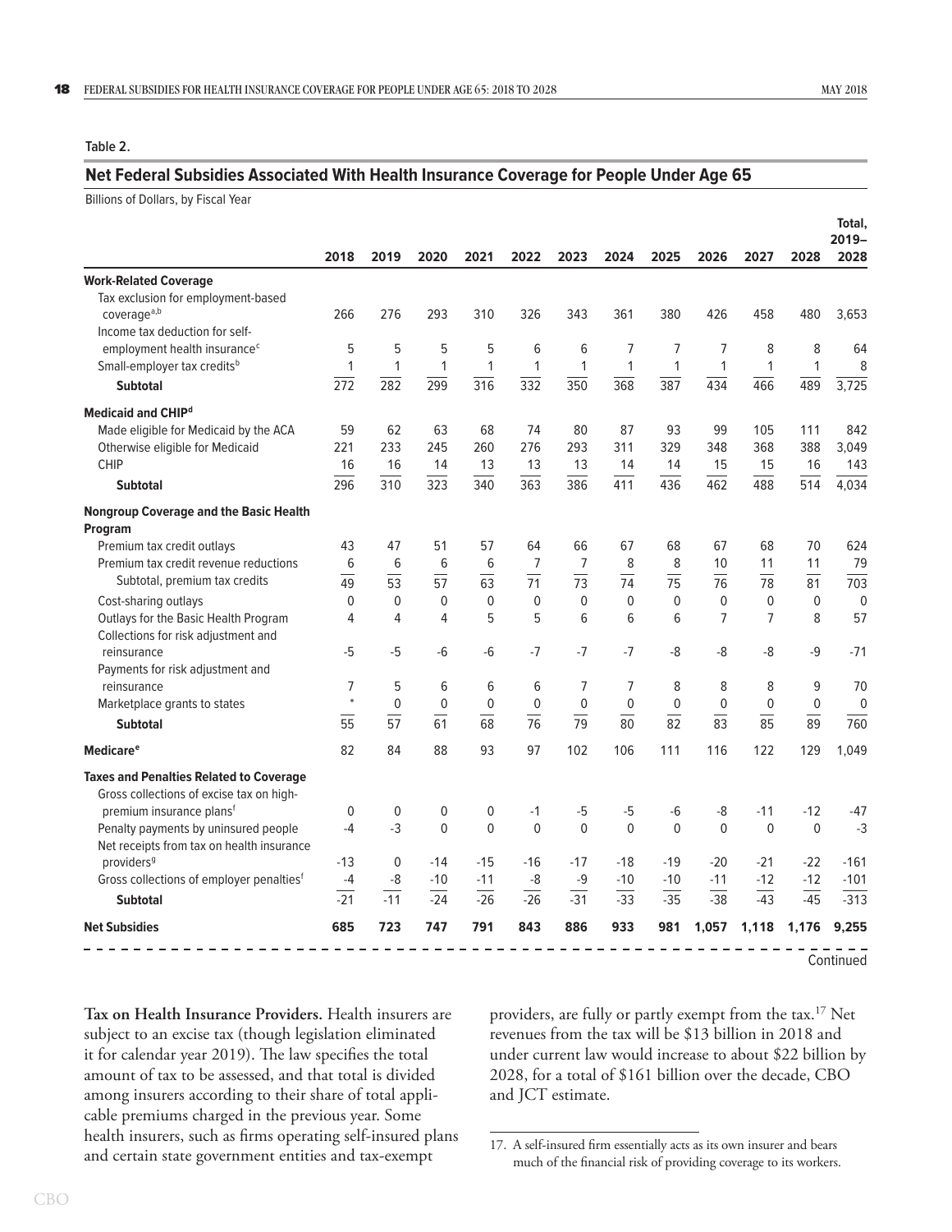Table 2.

## Net Federal Subsidies Associated With Health Insurance Coverage for People Under Age 65

Billions of Dollars, by Fiscal Year

| | 2018 | 2019 | 2020 | 2021 | 2022 | 2023 | 2024 | 2025 | 2026 | 2027 | 2028 | Total, 2019–2028 |
|---|---|---|---|---|---|---|---|---|---|---|---|---|
| **Work-Related Coverage** | | | | | | | | | | | | |
| Tax exclusion for employment-based coverage[a,b] | 266 | 276 | 293 | 310 | 326 | 343 | 361 | 380 | 426 | 458 | 480 | 3,653 |
| Income tax deduction for self-employment health insurance[c] | 5 | 5 | 5 | 5 | 6 | 6 | 7 | 7 | 7 | 8 | 8 | 64 |
| Small-employer tax credits[b] | 1 | 1 | 1 | 1 | 1 | 1 | 1 | 1 | 1 | 1 | 1 | 8 |
| **Subtotal** | 272 | 282 | 299 | 316 | 332 | 350 | 368 | 387 | 434 | 466 | 489 | 3,725 |
| **Medicaid and CHIP[d]** | | | | | | | | | | | | |
| Made eligible for Medicaid by the ACA | 59 | 62 | 63 | 68 | 74 | 80 | 87 | 93 | 99 | 105 | 111 | 842 |
| Otherwise eligible for Medicaid | 221 | 233 | 245 | 260 | 276 | 293 | 311 | 329 | 348 | 368 | 388 | 3,049 |
| CHIP | 16 | 16 | 14 | 13 | 13 | 13 | 14 | 14 | 15 | 15 | 16 | 143 |
| **Subtotal** | 296 | 310 | 323 | 340 | 363 | 386 | 411 | 436 | 462 | 488 | 514 | 4,034 |
| **Nongroup Coverage and the Basic Health Program** | | | | | | | | | | | | |
| Premium tax credit outlays | 43 | 47 | 51 | 57 | 64 | 66 | 67 | 68 | 67 | 68 | 70 | 624 |
| Premium tax credit revenue reductions | 6 | 6 | 6 | 6 | 7 | 7 | 8 | 8 | 10 | 11 | 11 | 79 |
| Subtotal, premium tax credits | 49 | 53 | 57 | 63 | 71 | 73 | 74 | 75 | 76 | 78 | 81 | 703 |
| Cost-sharing outlays | 0 | 0 | 0 | 0 | 0 | 0 | 0 | 0 | 0 | 0 | 0 | 0 |
| Outlays for the Basic Health Program | 4 | 4 | 4 | 5 | 5 | 6 | 6 | 6 | 7 | 7 | 8 | 57 |
| Collections for risk adjustment and reinsurance | -5 | -5 | -6 | -6 | -7 | -7 | -7 | -8 | -8 | -8 | -9 | -71 |
| Payments for risk adjustment and reinsurance | 7 | 5 | 6 | 6 | 6 | 7 | 7 | 8 | 8 | 8 | 9 | 70 |
| Marketplace grants to states | * | 0 | 0 | 0 | 0 | 0 | 0 | 0 | 0 | 0 | 0 | 0 |
| **Subtotal** | 55 | 57 | 61 | 68 | 76 | 79 | 80 | 82 | 83 | 85 | 89 | 760 |
| **Medicare[e]** | 82 | 84 | 88 | 93 | 97 | 102 | 106 | 111 | 116 | 122 | 129 | 1,049 |
| **Taxes and Penalties Related to Coverage** | | | | | | | | | | | | |
| Gross collections of excise tax on high-premium insurance plans[f] | 0 | 0 | 0 | 0 | -1 | -5 | -5 | -6 | -8 | -11 | -12 | -47 |
| Penalty payments by uninsured people | -4 | -3 | 0 | 0 | 0 | 0 | 0 | 0 | 0 | 0 | 0 | -3 |
| Net receipts from tax on health insurance providers[g] | -13 | 0 | -14 | -15 | -16 | -17 | -18 | -19 | -20 | -21 | -22 | -161 |
| Gross collections of employer penalties[f] | -4 | -8 | -10 | -11 | -8 | -9 | -10 | -10 | -11 | -12 | -12 | -101 |
| **Subtotal** | -21 | -11 | -24 | -26 | -26 | -31 | -33 | -35 | -38 | -43 | -45 | -313 |
| **Net Subsidies** | **685** | **723** | **747** | **791** | **843** | **886** | **933** | **981** | **1,057** | **1,118** | **1,176** | **9,255** |

Continued

**Tax on Health Insurance Providers.** Health insurers are subject to an excise tax (though legislation eliminated it for calendar year 2019). The law specifies the total amount of tax to be assessed, and that total is divided among insurers according to their share of total applicable premiums charged in the previous year. Some health insurers, such as firms operating self-insured plans and certain state government entities and tax-exempt providers, are fully or partly exempt from the tax.[17] Net revenues from the tax will be $13 billion in 2018 and under current law would increase to about $22 billion by 2028, for a total of $161 billion over the decade, CBO and JCT estimate.

17. A self-insured firm essentially acts as its own insurer and bears much of the financial risk of providing coverage to its workers.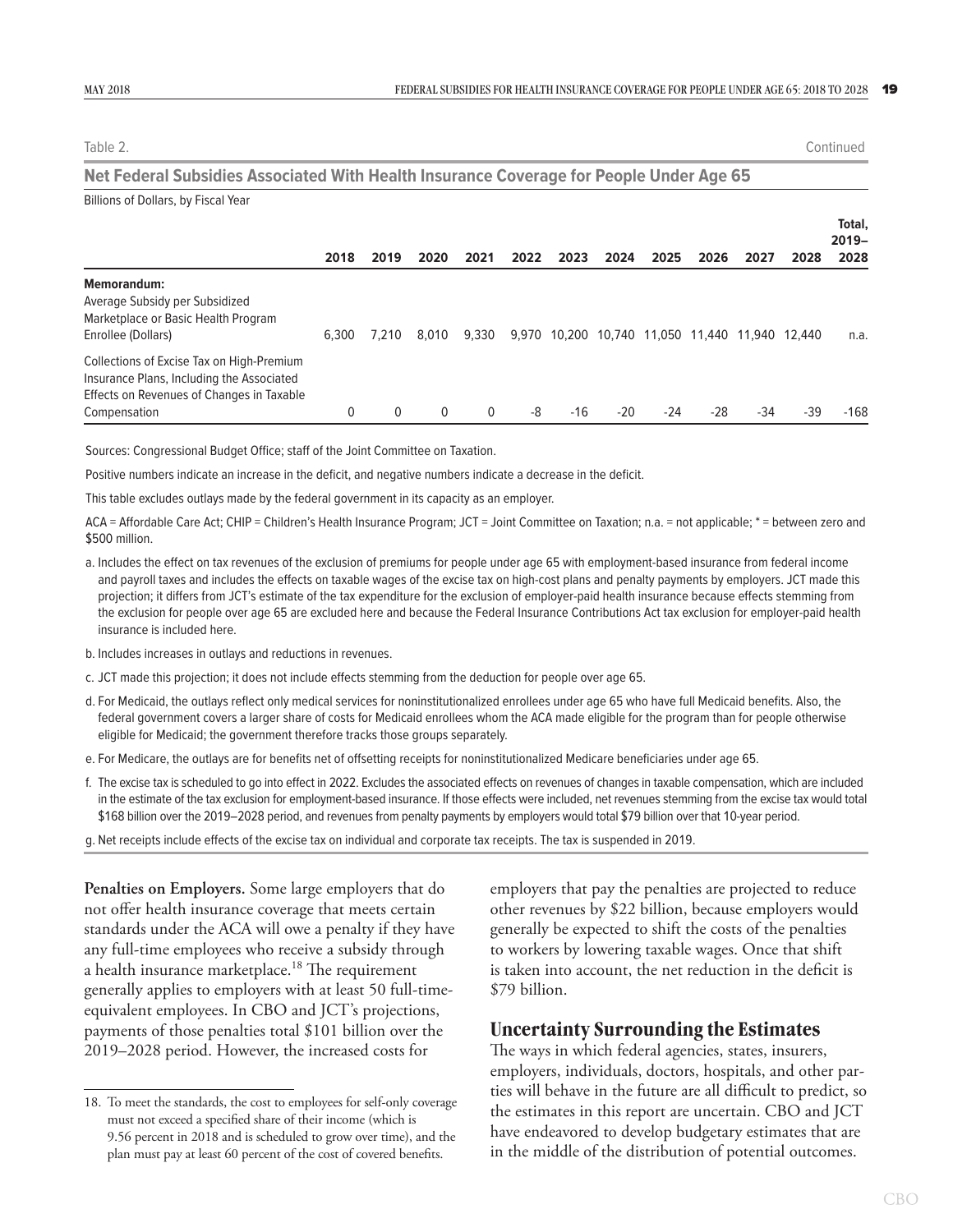Table 2. Continued

**Net Federal Subsidies Associated With Health Insurance Coverage for People Under Age 65**

Billions of Dollars, by Fiscal Year

| | 2018 | 2019 | 2020 | 2021 | 2022 | 2023 | 2024 | 2025 | 2026 | 2027 | 2028 | Total, 2019–2028 |
|---|---|---|---|---|---|---|---|---|---|---|---|---|
| **Memorandum:** | | | | | | | | | | | | |
| Average Subsidy per Subsidized Marketplace or Basic Health Program Enrollee (Dollars) | 6,300 | 7,210 | 8,010 | 9,330 | 9,970 | 10,200 | 10,740 | 11,050 | 11,440 | 11,940 | 12,440 | n.a. |
| Collections of Excise Tax on High-Premium Insurance Plans, Including the Associated Effects on Revenues of Changes in Taxable Compensation | 0 | 0 | 0 | 0 | -8 | -16 | -20 | -24 | -28 | -34 | -39 | -168 |

Sources: Congressional Budget Office; staff of the Joint Committee on Taxation.

Positive numbers indicate an increase in the deficit, and negative numbers indicate a decrease in the deficit.

This table excludes outlays made by the federal government in its capacity as an employer.

ACA = Affordable Care Act; CHIP = Children's Health Insurance Program; JCT = Joint Committee on Taxation; n.a. = not applicable; * = between zero and $500 million.

a. Includes the effect on tax revenues of the exclusion of premiums for people under age 65 with employment-based insurance from federal income and payroll taxes and includes the effects on taxable wages of the excise tax on high-cost plans and penalty payments by employers. JCT made this projection; it differs from JCT's estimate of the tax expenditure for the exclusion of employer-paid health insurance because effects stemming from the exclusion for people over age 65 are excluded here and because the Federal Insurance Contributions Act tax exclusion for employer-paid health insurance is included here.

b. Includes increases in outlays and reductions in revenues.

c. JCT made this projection; it does not include effects stemming from the deduction for people over age 65.

d. For Medicaid, the outlays reflect only medical services for noninstitutionalized enrollees under age 65 who have full Medicaid benefits. Also, the federal government covers a larger share of costs for Medicaid enrollees whom the ACA made eligible for the program than for people otherwise eligible for Medicaid; the government therefore tracks those groups separately.

e. For Medicare, the outlays are for benefits net of offsetting receipts for noninstitutionalized Medicare beneficiaries under age 65.

f. The excise tax is scheduled to go into effect in 2022. Excludes the associated effects on revenues of changes in taxable compensation, which are included in the estimate of the tax exclusion for employment-based insurance. If those effects were included, net revenues stemming from the excise tax would total $168 billion over the 2019–2028 period, and revenues from penalty payments by employers would total $79 billion over that 10-year period.

g. Net receipts include effects of the excise tax on individual and corporate tax receipts. The tax is suspended in 2019.

**Penalties on Employers.** Some large employers that do not offer health insurance coverage that meets certain standards under the ACA will owe a penalty if they have any full-time employees who receive a subsidy through a health insurance marketplace.[18] The requirement generally applies to employers with at least 50 full-time-equivalent employees. In CBO and JCT's projections, payments of those penalties total $101 billion over the 2019–2028 period. However, the increased costs for employers that pay the penalties are projected to reduce other revenues by $22 billion, because employers would generally be expected to shift the costs of the penalties to workers by lowering taxable wages. Once that shift is taken into account, the net reduction in the deficit is $79 billion.

## Uncertainty Surrounding the Estimates

The ways in which federal agencies, states, insurers, employers, individuals, doctors, hospitals, and other parties will behave in the future are all difficult to predict, so the estimates in this report are uncertain. CBO and JCT have endeavored to develop budgetary estimates that are in the middle of the distribution of potential outcomes.

18. To meet the standards, the cost to employees for self-only coverage must not exceed a specified share of their income (which is 9.56 percent in 2018 and is scheduled to grow over time), and the plan must pay at least 60 percent of the cost of covered benefits.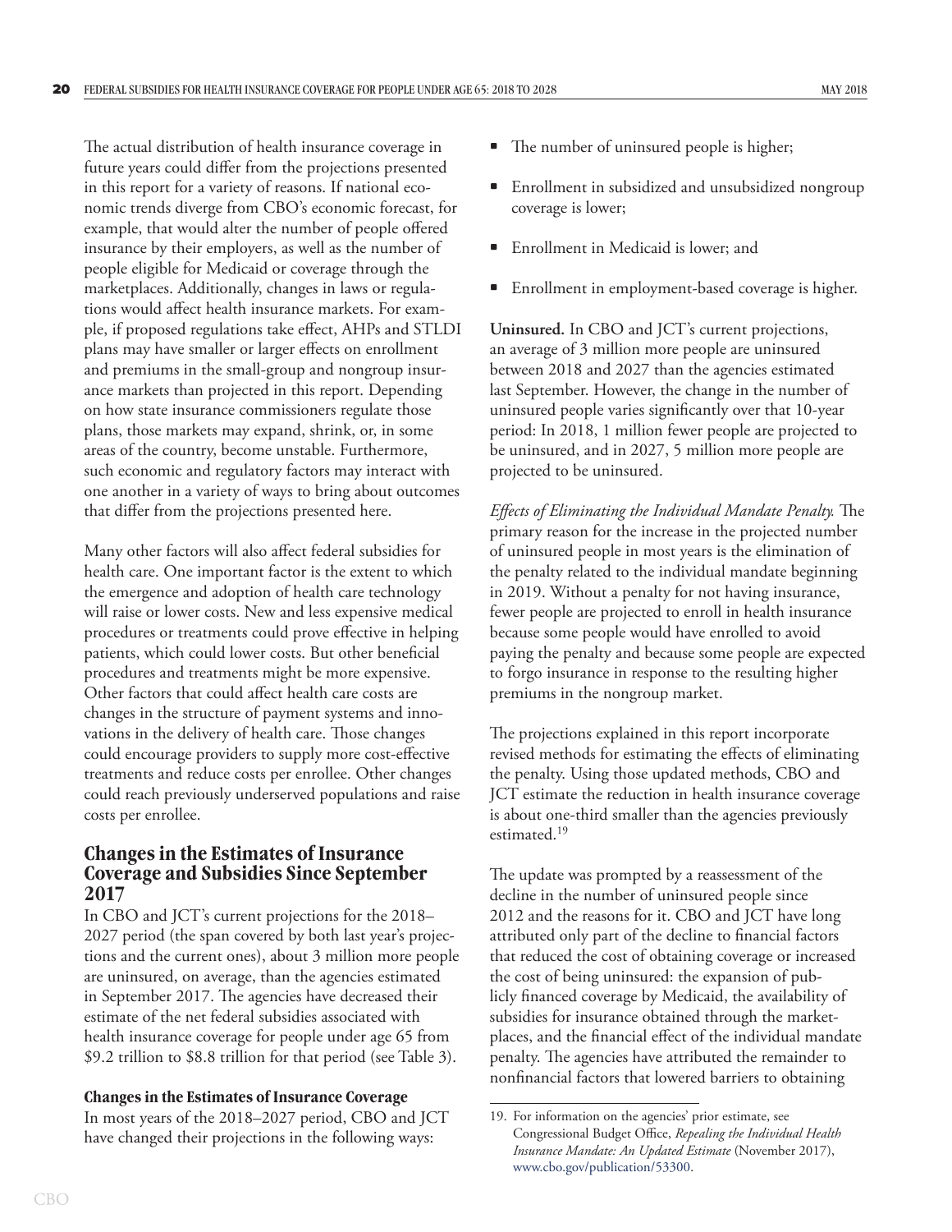The actual distribution of health insurance coverage in future years could differ from the projections presented in this report for a variety of reasons. If national economic trends diverge from CBO's economic forecast, for example, that would alter the number of people offered insurance by their employers, as well as the number of people eligible for Medicaid or coverage through the marketplaces. Additionally, changes in laws or regulations would affect health insurance markets. For example, if proposed regulations take effect, AHPs and STLDI plans may have smaller or larger effects on enrollment and premiums in the small-group and nongroup insurance markets than projected in this report. Depending on how state insurance commissioners regulate those plans, those markets may expand, shrink, or, in some areas of the country, become unstable. Furthermore, such economic and regulatory factors may interact with one another in a variety of ways to bring about outcomes that differ from the projections presented here.

Many other factors will also affect federal subsidies for health care. One important factor is the extent to which the emergence and adoption of health care technology will raise or lower costs. New and less expensive medical procedures or treatments could prove effective in helping patients, which could lower costs. But other beneficial procedures and treatments might be more expensive. Other factors that could affect health care costs are changes in the structure of payment systems and innovations in the delivery of health care. Those changes could encourage providers to supply more cost-effective treatments and reduce costs per enrollee. Other changes could reach previously underserved populations and raise costs per enrollee.

## Changes in the Estimates of Insurance Coverage and Subsidies Since September 2017

In CBO and JCT's current projections for the 2018–2027 period (the span covered by both last year's projections and the current ones), about 3 million more people are uninsured, on average, than the agencies estimated in September 2017. The agencies have decreased their estimate of the net federal subsidies associated with health insurance coverage for people under age 65 from \$9.2 trillion to \$8.8 trillion for that period (see Table 3).

### Changes in the Estimates of Insurance Coverage

In most years of the 2018–2027 period, CBO and JCT have changed their projections in the following ways:

- The number of uninsured people is higher;
- Enrollment in subsidized and unsubsidized nongroup coverage is lower;
- Enrollment in Medicaid is lower; and
- Enrollment in employment-based coverage is higher.

**Uninsured.** In CBO and JCT's current projections, an average of 3 million more people are uninsured between 2018 and 2027 than the agencies estimated last September. However, the change in the number of uninsured people varies significantly over that 10-year period: In 2018, 1 million fewer people are projected to be uninsured, and in 2027, 5 million more people are projected to be uninsured.

*Effects of Eliminating the Individual Mandate Penalty.* The primary reason for the increase in the projected number of uninsured people in most years is the elimination of the penalty related to the individual mandate beginning in 2019. Without a penalty for not having insurance, fewer people are projected to enroll in health insurance because some people would have enrolled to avoid paying the penalty and because some people are expected to forgo insurance in response to the resulting higher premiums in the nongroup market.

The projections explained in this report incorporate revised methods for estimating the effects of eliminating the penalty. Using those updated methods, CBO and JCT estimate the reduction in health insurance coverage is about one-third smaller than the agencies previously estimated.[19]

The update was prompted by a reassessment of the decline in the number of uninsured people since 2012 and the reasons for it. CBO and JCT have long attributed only part of the decline to financial factors that reduced the cost of obtaining coverage or increased the cost of being uninsured: the expansion of publicly financed coverage by Medicaid, the availability of subsidies for insurance obtained through the marketplaces, and the financial effect of the individual mandate penalty. The agencies have attributed the remainder to nonfinancial factors that lowered barriers to obtaining

19. For information on the agencies' prior estimate, see Congressional Budget Office, *Repealing the Individual Health Insurance Mandate: An Updated Estimate* (November 2017), www.cbo.gov/publication/53300.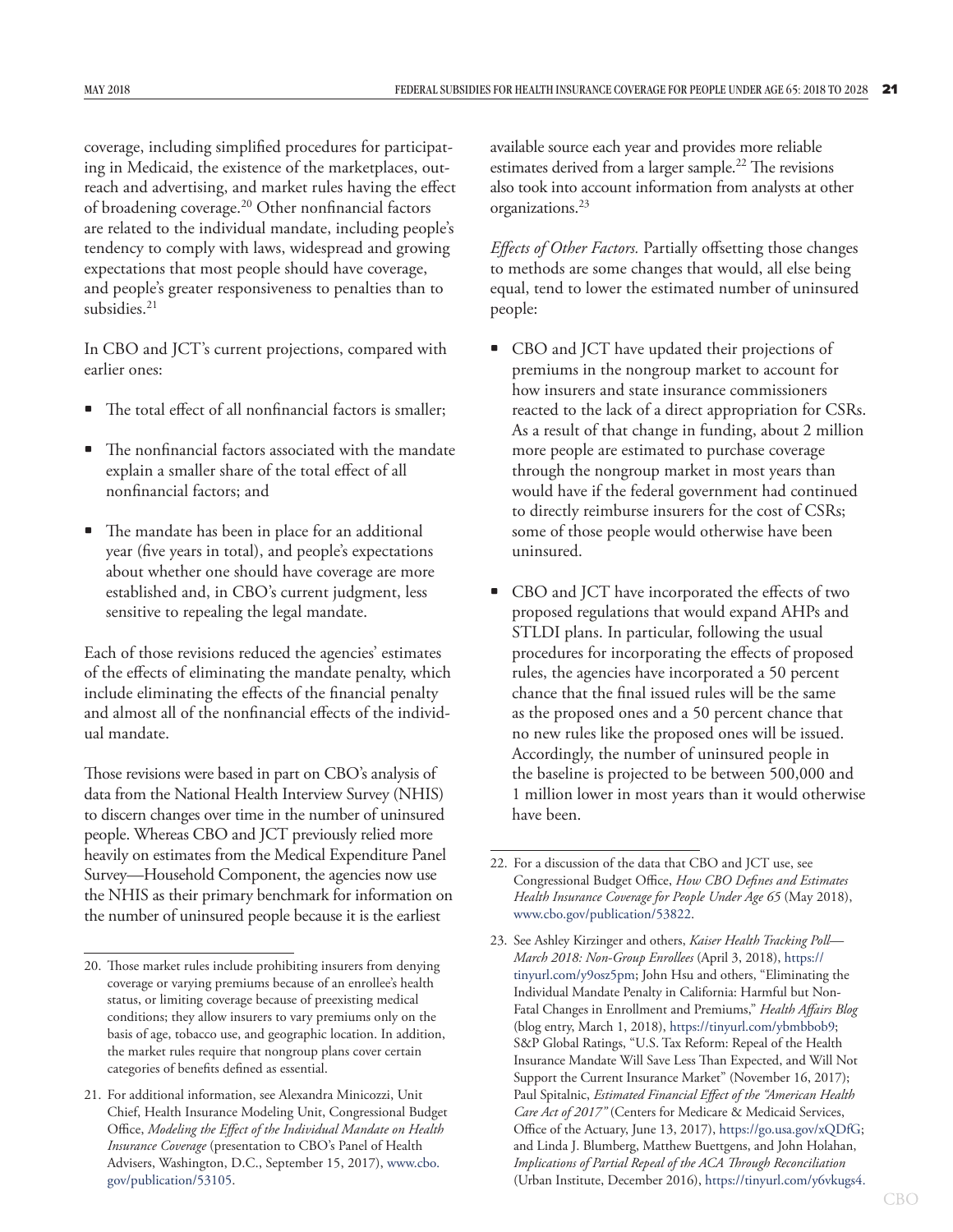coverage, including simplified procedures for participating in Medicaid, the existence of the marketplaces, outreach and advertising, and market rules having the effect of broadening coverage.[20] Other nonfinancial factors are related to the individual mandate, including people's tendency to comply with laws, widespread and growing expectations that most people should have coverage, and people's greater responsiveness to penalties than to subsidies.[21]

In CBO and JCT's current projections, compared with earlier ones:

- The total effect of all nonfinancial factors is smaller;
- The nonfinancial factors associated with the mandate explain a smaller share of the total effect of all nonfinancial factors; and
- The mandate has been in place for an additional year (five years in total), and people's expectations about whether one should have coverage are more established and, in CBO's current judgment, less sensitive to repealing the legal mandate.

Each of those revisions reduced the agencies' estimates of the effects of eliminating the mandate penalty, which include eliminating the effects of the financial penalty and almost all of the nonfinancial effects of the individual mandate.

Those revisions were based in part on CBO's analysis of data from the National Health Interview Survey (NHIS) to discern changes over time in the number of uninsured people. Whereas CBO and JCT previously relied more heavily on estimates from the Medical Expenditure Panel Survey—Household Component, the agencies now use the NHIS as their primary benchmark for information on the number of uninsured people because it is the earliest available source each year and provides more reliable estimates derived from a larger sample.[22] The revisions also took into account information from analysts at other organizations.[23]

*Effects of Other Factors.* Partially offsetting those changes to methods are some changes that would, all else being equal, tend to lower the estimated number of uninsured people:

- CBO and JCT have updated their projections of premiums in the nongroup market to account for how insurers and state insurance commissioners reacted to the lack of a direct appropriation for CSRs. As a result of that change in funding, about 2 million more people are estimated to purchase coverage through the nongroup market in most years than would have if the federal government had continued to directly reimburse insurers for the cost of CSRs; some of those people would otherwise have been uninsured.
- CBO and JCT have incorporated the effects of two proposed regulations that would expand AHPs and STLDI plans. In particular, following the usual procedures for incorporating the effects of proposed rules, the agencies have incorporated a 50 percent chance that the final issued rules will be the same as the proposed ones and a 50 percent chance that no new rules like the proposed ones will be issued. Accordingly, the number of uninsured people in the baseline is projected to be between 500,000 and 1 million lower in most years than it would otherwise have been.

---

20. Those market rules include prohibiting insurers from denying coverage or varying premiums because of an enrollee's health status, or limiting coverage because of preexisting medical conditions; they allow insurers to vary premiums only on the basis of age, tobacco use, and geographic location. In addition, the market rules require that nongroup plans cover certain categories of benefits defined as essential.

21. For additional information, see Alexandra Minicozzi, Unit Chief, Health Insurance Modeling Unit, Congressional Budget Office, *Modeling the Effect of the Individual Mandate on Health Insurance Coverage* (presentation to CBO's Panel of Health Advisers, Washington, D.C., September 15, 2017), www.cbo.gov/publication/53105.

22. For a discussion of the data that CBO and JCT use, see Congressional Budget Office, *How CBO Defines and Estimates Health Insurance Coverage for People Under Age 65* (May 2018), www.cbo.gov/publication/53822.

23. See Ashley Kirzinger and others, *Kaiser Health Tracking Poll—March 2018: Non-Group Enrollees* (April 3, 2018), https://tinyurl.com/y9osz5pm; John Hsu and others, "Eliminating the Individual Mandate Penalty in California: Harmful but Non-Fatal Changes in Enrollment and Premiums," *Health Affairs Blog* (blog entry, March 1, 2018), https://tinyurl.com/ybmbbob9; S&P Global Ratings, "U.S. Tax Reform: Repeal of the Health Insurance Mandate Will Save Less Than Expected, and Will Not Support the Current Insurance Market" (November 16, 2017); Paul Spitalnic, *Estimated Financial Effect of the "American Health Care Act of 2017"* (Centers for Medicare & Medicaid Services, Office of the Actuary, June 13, 2017), https://go.usa.gov/xQDfG; and Linda J. Blumberg, Matthew Buettgens, and John Holahan, *Implications of Partial Repeal of the ACA Through Reconciliation* (Urban Institute, December 2016), https://tinyurl.com/y6vkugs4.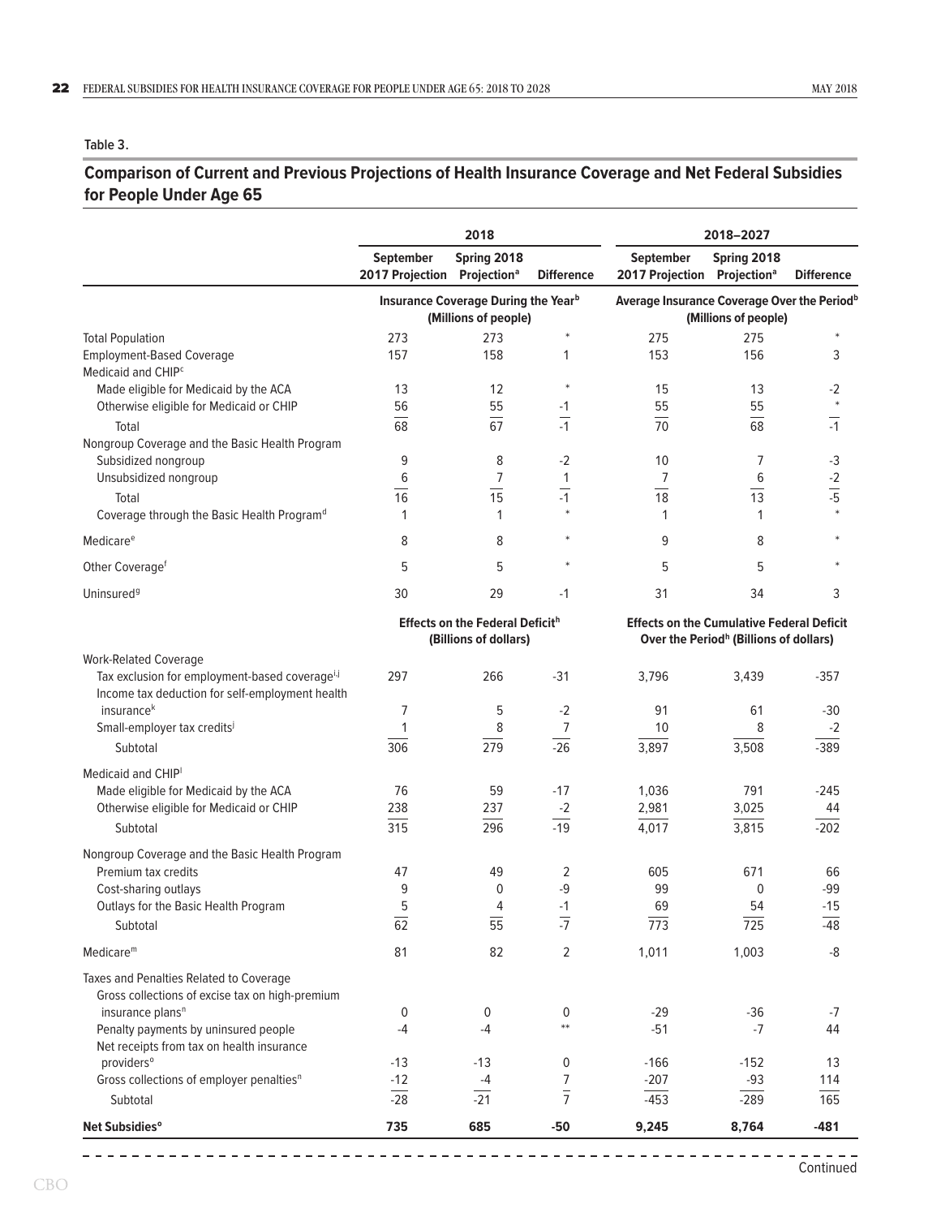Table 3.

## Comparison of Current and Previous Projections of Health Insurance Coverage and Net Federal Subsidies for People Under Age 65

| | 2018 | | | 2018–2027 | | |
|---|---|---|---|---|---|---|
| | September 2017 Projection | Spring 2018 Projection[a] | Difference | September 2017 Projection | Spring 2018 Projection[a] | Difference |
| | Insurance Coverage During the Year[b] (Millions of people) | | | Average Insurance Coverage Over the Period[b] (Millions of people) | | |
| Total Population | 273 | 273 | * | 275 | 275 | * |
| Employment-Based Coverage | 157 | 158 | 1 | 153 | 156 | 3 |
| Medicaid and CHIP[c] | | | | | | |
| Made eligible for Medicaid by the ACA | 13 | 12 | * | 15 | 13 | -2 |
| Otherwise eligible for Medicaid or CHIP | 56 | 55 | -1 | 55 | 55 | * |
| Total | 68 | 67 | -1 | 70 | 68 | -1 |
| Nongroup Coverage and the Basic Health Program | | | | | | |
| Subsidized nongroup | 9 | 8 | -2 | 10 | 7 | -3 |
| Unsubsidized nongroup | 6 | 7 | 1 | 7 | 6 | -2 |
| Total | 16 | 15 | -1 | 18 | 13 | -5 |
| Coverage through the Basic Health Program[d] | 1 | 1 | * | 1 | 1 | * |
| Medicare[e] | 8 | 8 | * | 9 | 8 | * |
| Other Coverage[f] | 5 | 5 | * | 5 | 5 | * |
| Uninsured[g] | 30 | 29 | -1 | 31 | 34 | 3 |
| | Effects on the Federal Deficit[h] (Billions of dollars) | | | Effects on the Cumulative Federal Deficit Over the Period[h] (Billions of dollars) | | |
| Work-Related Coverage | | | | | | |
| Tax exclusion for employment-based coverage[i,j] | 297 | 266 | -31 | 3,796 | 3,439 | -357 |
| Income tax deduction for self-employment health insurance[k] | 7 | 5 | -2 | 91 | 61 | -30 |
| Small-employer tax credits[j] | 1 | 8 | 7 | 10 | 8 | -2 |
| Subtotal | 306 | 279 | -26 | 3,897 | 3,508 | -389 |
| Medicaid and CHIP[l] | | | | | | |
| Made eligible for Medicaid by the ACA | 76 | 59 | -17 | 1,036 | 791 | -245 |
| Otherwise eligible for Medicaid or CHIP | 238 | 237 | -2 | 2,981 | 3,025 | 44 |
| Subtotal | 315 | 296 | -19 | 4,017 | 3,815 | -202 |
| Nongroup Coverage and the Basic Health Program | | | | | | |
| Premium tax credits | 47 | 49 | 2 | 605 | 671 | 66 |
| Cost-sharing outlays | 9 | 0 | -9 | 99 | 0 | -99 |
| Outlays for the Basic Health Program | 5 | 4 | -1 | 69 | 54 | -15 |
| Subtotal | 62 | 55 | -7 | 773 | 725 | -48 |
| Medicare[m] | 81 | 82 | 2 | 1,011 | 1,003 | -8 |
| Taxes and Penalties Related to Coverage | | | | | | |
| Gross collections of excise tax on high-premium insurance plans[n] | 0 | 0 | 0 | -29 | -36 | -7 |
| Penalty payments by uninsured people | -4 | -4 | ** | -51 | -7 | 44 |
| Net receipts from tax on health insurance providers[o] | -13 | -13 | 0 | -166 | -152 | 13 |
| Gross collections of employer penalties[n] | -12 | -4 | 7 | -207 | -93 | 114 |
| Subtotal | -28 | -21 | 7 | -453 | -289 | 165 |
| **Net Subsidies[o]** | **735** | **685** | **-50** | **9,245** | **8,764** | **-481** |

Continued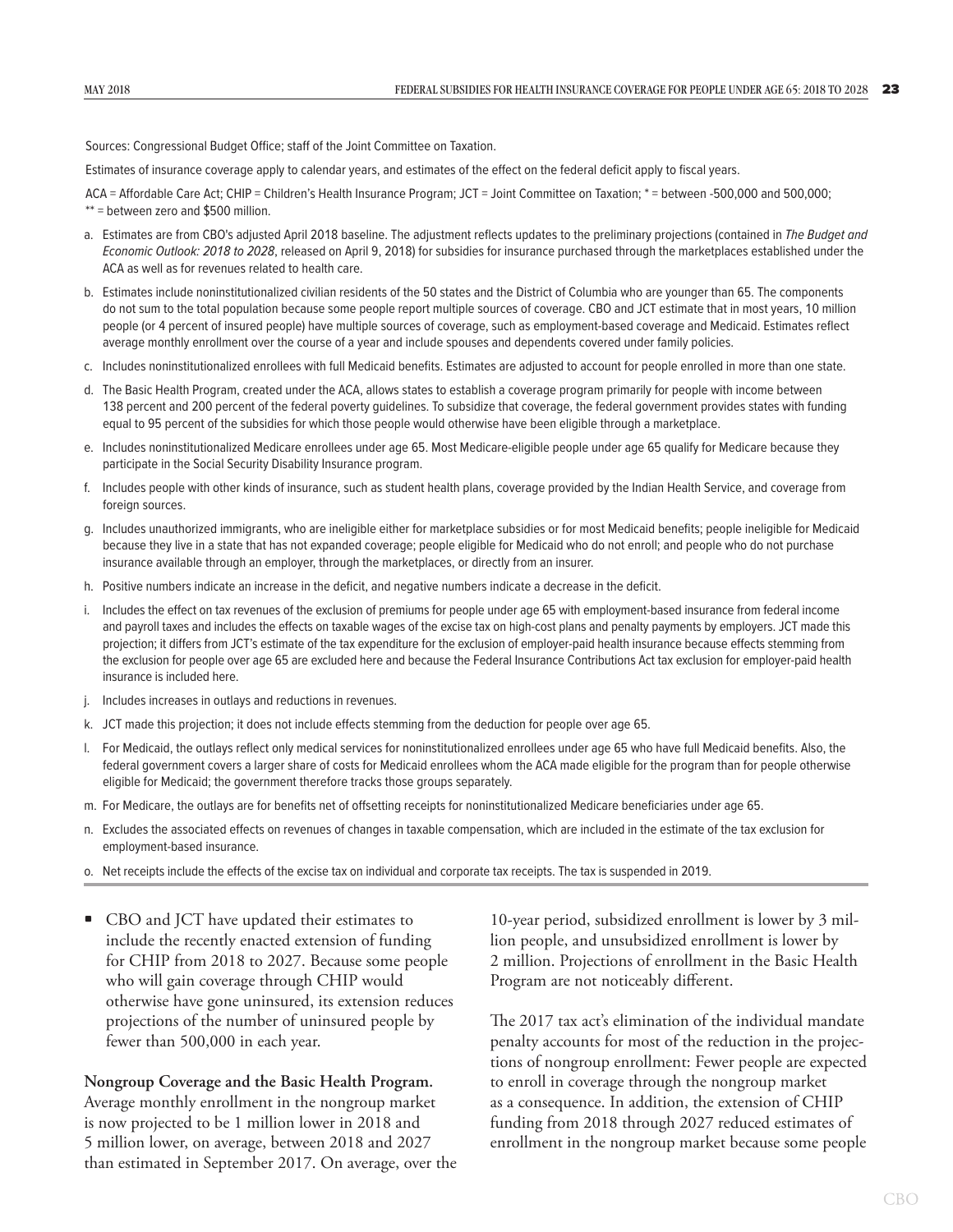Sources: Congressional Budget Office; staff of the Joint Committee on Taxation.

Estimates of insurance coverage apply to calendar years, and estimates of the effect on the federal deficit apply to fiscal years.

ACA = Affordable Care Act; CHIP = Children's Health Insurance Program; JCT = Joint Committee on Taxation; * = between -500,000 and 500,000; ** = between zero and $500 million.

a. Estimates are from CBO's adjusted April 2018 baseline. The adjustment reflects updates to the preliminary projections (contained in *The Budget and Economic Outlook: 2018 to 2028*, released on April 9, 2018) for subsidies for insurance purchased through the marketplaces established under the ACA as well as for revenues related to health care.

b. Estimates include noninstitutionalized civilian residents of the 50 states and the District of Columbia who are younger than 65. The components do not sum to the total population because some people report multiple sources of coverage. CBO and JCT estimate that in most years, 10 million people (or 4 percent of insured people) have multiple sources of coverage, such as employment-based coverage and Medicaid. Estimates reflect average monthly enrollment over the course of a year and include spouses and dependents covered under family policies.

c. Includes noninstitutionalized enrollees with full Medicaid benefits. Estimates are adjusted to account for people enrolled in more than one state.

d. The Basic Health Program, created under the ACA, allows states to establish a coverage program primarily for people with income between 138 percent and 200 percent of the federal poverty guidelines. To subsidize that coverage, the federal government provides states with funding equal to 95 percent of the subsidies for which those people would otherwise have been eligible through a marketplace.

e. Includes noninstitutionalized Medicare enrollees under age 65. Most Medicare-eligible people under age 65 qualify for Medicare because they participate in the Social Security Disability Insurance program.

f. Includes people with other kinds of insurance, such as student health plans, coverage provided by the Indian Health Service, and coverage from foreign sources.

g. Includes unauthorized immigrants, who are ineligible either for marketplace subsidies or for most Medicaid benefits; people ineligible for Medicaid because they live in a state that has not expanded coverage; people eligible for Medicaid who do not enroll; and people who do not purchase insurance available through an employer, through the marketplaces, or directly from an insurer.

h. Positive numbers indicate an increase in the deficit, and negative numbers indicate a decrease in the deficit.

i. Includes the effect on tax revenues of the exclusion of premiums for people under age 65 with employment-based insurance from federal income and payroll taxes and includes the effects on taxable wages of the excise tax on high-cost plans and penalty payments by employers. JCT made this projection; it differs from JCT's estimate of the tax expenditure for the exclusion of employer-paid health insurance because effects stemming from the exclusion for people over age 65 are excluded here and because the Federal Insurance Contributions Act tax exclusion for employer-paid health insurance is included here.

j. Includes increases in outlays and reductions in revenues.

k. JCT made this projection; it does not include effects stemming from the deduction for people over age 65.

l. For Medicaid, the outlays reflect only medical services for noninstitutionalized enrollees under age 65 who have full Medicaid benefits. Also, the federal government covers a larger share of costs for Medicaid enrollees whom the ACA made eligible for the program than for people otherwise eligible for Medicaid; the government therefore tracks those groups separately.

m. For Medicare, the outlays are for benefits net of offsetting receipts for noninstitutionalized Medicare beneficiaries under age 65.

n. Excludes the associated effects on revenues of changes in taxable compensation, which are included in the estimate of the tax exclusion for employment-based insurance.

o. Net receipts include the effects of the excise tax on individual and corporate tax receipts. The tax is suspended in 2019.

- CBO and JCT have updated their estimates to include the recently enacted extension of funding for CHIP from 2018 to 2027. Because some people who will gain coverage through CHIP would otherwise have gone uninsured, its extension reduces projections of the number of uninsured people by fewer than 500,000 in each year.

**Nongroup Coverage and the Basic Health Program.** Average monthly enrollment in the nongroup market is now projected to be 1 million lower in 2018 and 5 million lower, on average, between 2018 and 2027 than estimated in September 2017. On average, over the 10-year period, subsidized enrollment is lower by 3 million people, and unsubsidized enrollment is lower by 2 million. Projections of enrollment in the Basic Health Program are not noticeably different.

The 2017 tax act's elimination of the individual mandate penalty accounts for most of the reduction in the projections of nongroup enrollment: Fewer people are expected to enroll in coverage through the nongroup market as a consequence. In addition, the extension of CHIP funding from 2018 through 2027 reduced estimates of enrollment in the nongroup market because some people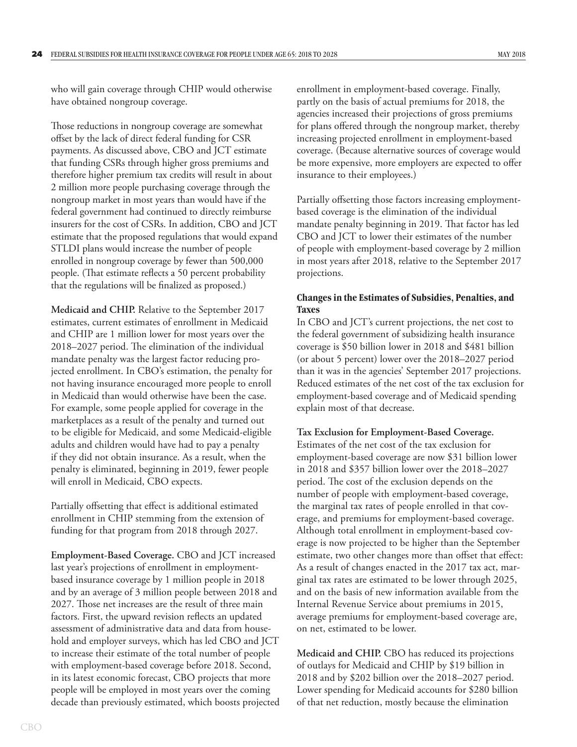who will gain coverage through CHIP would otherwise have obtained nongroup coverage.

Those reductions in nongroup coverage are somewhat offset by the lack of direct federal funding for CSR payments. As discussed above, CBO and JCT estimate that funding CSRs through higher gross premiums and therefore higher premium tax credits will result in about 2 million more people purchasing coverage through the nongroup market in most years than would have if the federal government had continued to directly reimburse insurers for the cost of CSRs. In addition, CBO and JCT estimate that the proposed regulations that would expand STLDI plans would increase the number of people enrolled in nongroup coverage by fewer than 500,000 people. (That estimate reflects a 50 percent probability that the regulations will be finalized as proposed.)

**Medicaid and CHIP.** Relative to the September 2017 estimates, current estimates of enrollment in Medicaid and CHIP are 1 million lower for most years over the 2018–2027 period. The elimination of the individual mandate penalty was the largest factor reducing projected enrollment. In CBO's estimation, the penalty for not having insurance encouraged more people to enroll in Medicaid than would otherwise have been the case. For example, some people applied for coverage in the marketplaces as a result of the penalty and turned out to be eligible for Medicaid, and some Medicaid-eligible adults and children would have had to pay a penalty if they did not obtain insurance. As a result, when the penalty is eliminated, beginning in 2019, fewer people will enroll in Medicaid, CBO expects.

Partially offsetting that effect is additional estimated enrollment in CHIP stemming from the extension of funding for that program from 2018 through 2027.

**Employment-Based Coverage.** CBO and JCT increased last year's projections of enrollment in employment-based insurance coverage by 1 million people in 2018 and by an average of 3 million people between 2018 and 2027. Those net increases are the result of three main factors. First, the upward revision reflects an updated assessment of administrative data and data from household and employer surveys, which has led CBO and JCT to increase their estimate of the total number of people with employment-based coverage before 2018. Second, in its latest economic forecast, CBO projects that more people will be employed in most years over the coming decade than previously estimated, which boosts projected enrollment in employment-based coverage. Finally, partly on the basis of actual premiums for 2018, the agencies increased their projections of gross premiums for plans offered through the nongroup market, thereby increasing projected enrollment in employment-based coverage. (Because alternative sources of coverage would be more expensive, more employers are expected to offer insurance to their employees.)

Partially offsetting those factors increasing employment-based coverage is the elimination of the individual mandate penalty beginning in 2019. That factor has led CBO and JCT to lower their estimates of the number of people with employment-based coverage by 2 million in most years after 2018, relative to the September 2017 projections.

### Changes in the Estimates of Subsidies, Penalties, and Taxes

In CBO and JCT's current projections, the net cost to the federal government of subsidizing health insurance coverage is $50 billion lower in 2018 and $481 billion (or about 5 percent) lower over the 2018–2027 period than it was in the agencies' September 2017 projections. Reduced estimates of the net cost of the tax exclusion for employment-based coverage and of Medicaid spending explain most of that decrease.

**Tax Exclusion for Employment-Based Coverage.** Estimates of the net cost of the tax exclusion for employment-based coverage are now $31 billion lower in 2018 and $357 billion lower over the 2018–2027 period. The cost of the exclusion depends on the number of people with employment-based coverage, the marginal tax rates of people enrolled in that coverage, and premiums for employment-based coverage. Although total enrollment in employment-based coverage is now projected to be higher than the September estimate, two other changes more than offset that effect: As a result of changes enacted in the 2017 tax act, marginal tax rates are estimated to be lower through 2025, and on the basis of new information available from the Internal Revenue Service about premiums in 2015, average premiums for employment-based coverage are, on net, estimated to be lower.

**Medicaid and CHIP.** CBO has reduced its projections of outlays for Medicaid and CHIP by $19 billion in 2018 and by $202 billion over the 2018–2027 period. Lower spending for Medicaid accounts for $280 billion of that net reduction, mostly because the elimination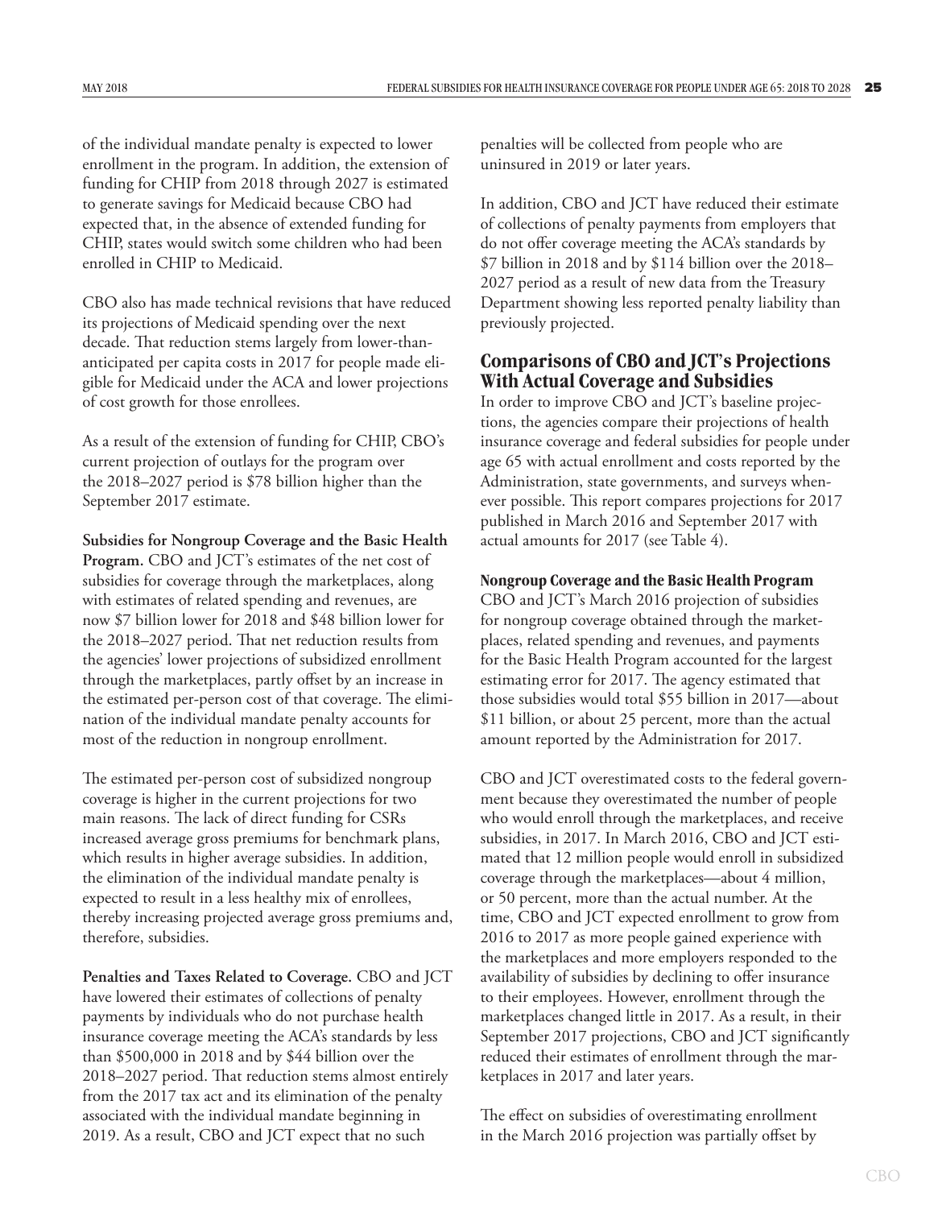of the individual mandate penalty is expected to lower enrollment in the program. In addition, the extension of funding for CHIP from 2018 through 2027 is estimated to generate savings for Medicaid because CBO had expected that, in the absence of extended funding for CHIP, states would switch some children who had been enrolled in CHIP to Medicaid.

CBO also has made technical revisions that have reduced its projections of Medicaid spending over the next decade. That reduction stems largely from lower-than-anticipated per capita costs in 2017 for people made eligible for Medicaid under the ACA and lower projections of cost growth for those enrollees.

As a result of the extension of funding for CHIP, CBO's current projection of outlays for the program over the 2018–2027 period is $78 billion higher than the September 2017 estimate.

**Subsidies for Nongroup Coverage and the Basic Health Program.** CBO and JCT's estimates of the net cost of subsidies for coverage through the marketplaces, along with estimates of related spending and revenues, are now $7 billion lower for 2018 and $48 billion lower for the 2018–2027 period. That net reduction results from the agencies' lower projections of subsidized enrollment through the marketplaces, partly offset by an increase in the estimated per-person cost of that coverage. The elimination of the individual mandate penalty accounts for most of the reduction in nongroup enrollment.

The estimated per-person cost of subsidized nongroup coverage is higher in the current projections for two main reasons. The lack of direct funding for CSRs increased average gross premiums for benchmark plans, which results in higher average subsidies. In addition, the elimination of the individual mandate penalty is expected to result in a less healthy mix of enrollees, thereby increasing projected average gross premiums and, therefore, subsidies.

**Penalties and Taxes Related to Coverage.** CBO and JCT have lowered their estimates of collections of penalty payments by individuals who do not purchase health insurance coverage meeting the ACA's standards by less than $500,000 in 2018 and by $44 billion over the 2018–2027 period. That reduction stems almost entirely from the 2017 tax act and its elimination of the penalty associated with the individual mandate beginning in 2019. As a result, CBO and JCT expect that no such penalties will be collected from people who are uninsured in 2019 or later years.

In addition, CBO and JCT have reduced their estimate of collections of penalty payments from employers that do not offer coverage meeting the ACA's standards by $7 billion in 2018 and by $114 billion over the 2018–2027 period as a result of new data from the Treasury Department showing less reported penalty liability than previously projected.

## Comparisons of CBO and JCT's Projections With Actual Coverage and Subsidies

In order to improve CBO and JCT's baseline projections, the agencies compare their projections of health insurance coverage and federal subsidies for people under age 65 with actual enrollment and costs reported by the Administration, state governments, and surveys whenever possible. This report compares projections for 2017 published in March 2016 and September 2017 with actual amounts for 2017 (see Table 4).

### Nongroup Coverage and the Basic Health Program

CBO and JCT's March 2016 projection of subsidies for nongroup coverage obtained through the marketplaces, related spending and revenues, and payments for the Basic Health Program accounted for the largest estimating error for 2017. The agency estimated that those subsidies would total $55 billion in 2017—about $11 billion, or about 25 percent, more than the actual amount reported by the Administration for 2017.

CBO and JCT overestimated costs to the federal government because they overestimated the number of people who would enroll through the marketplaces, and receive subsidies, in 2017. In March 2016, CBO and JCT estimated that 12 million people would enroll in subsidized coverage through the marketplaces—about 4 million, or 50 percent, more than the actual number. At the time, CBO and JCT expected enrollment to grow from 2016 to 2017 as more people gained experience with the marketplaces and more employers responded to the availability of subsidies by declining to offer insurance to their employees. However, enrollment through the marketplaces changed little in 2017. As a result, in their September 2017 projections, CBO and JCT significantly reduced their estimates of enrollment through the marketplaces in 2017 and later years.

The effect on subsidies of overestimating enrollment in the March 2016 projection was partially offset by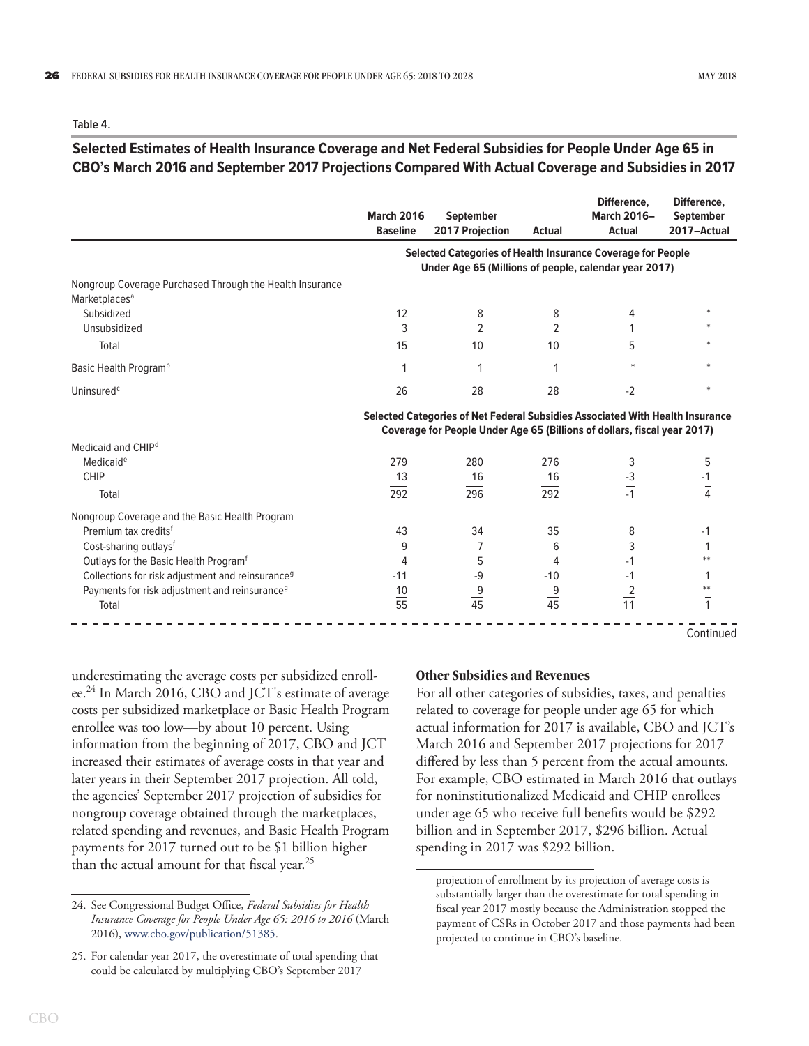Table 4.

**Selected Estimates of Health Insurance Coverage and Net Federal Subsidies for People Under Age 65 in CBO's March 2016 and September 2017 Projections Compared With Actual Coverage and Subsidies in 2017**

| | March 2016 Baseline | September 2017 Projection | Actual | Difference, March 2016–Actual | Difference, September 2017–Actual |
|---|---|---|---|---|---|
| | **Selected Categories of Health Insurance Coverage for People Under Age 65 (Millions of people, calendar year 2017)** | | | | |
| Nongroup Coverage Purchased Through the Health Insurance Marketplaces[a] | | | | | |
| Subsidized | 12 | 8 | 8 | 4 | * |
| Unsubsidized | 3 | 2 | 2 | 1 | * |
| Total | 15 | 10 | 10 | 5 | * |
| Basic Health Program[b] | 1 | 1 | 1 | * | * |
| Uninsured[c] | 26 | 28 | 28 | -2 | * |
| | **Selected Categories of Net Federal Subsidies Associated With Health Insurance Coverage for People Under Age 65 (Billions of dollars, fiscal year 2017)** | | | | |
| Medicaid and CHIP[d] | | | | | |
| Medicaid[e] | 279 | 280 | 276 | 3 | 5 |
| CHIP | 13 | 16 | 16 | -3 | -1 |
| Total | 292 | 296 | 292 | -1 | 4 |
| Nongroup Coverage and the Basic Health Program | | | | | |
| Premium tax credits[f] | 43 | 34 | 35 | 8 | -1 |
| Cost-sharing outlays[f] | 9 | 7 | 6 | 3 | 1 |
| Outlays for the Basic Health Program[f] | 4 | 5 | 4 | -1 | ** |
| Collections for risk adjustment and reinsurance[g] | -11 | -9 | -10 | -1 | 1 |
| Payments for risk adjustment and reinsurance[g] | 10 | 9 | 9 | 2 | ** |
| Total | 55 | 45 | 45 | 11 | 1 |

Continued

underestimating the average costs per subsidized enrollee.[24] In March 2016, CBO and JCT's estimate of average costs per subsidized marketplace or Basic Health Program enrollee was too low—by about 10 percent. Using information from the beginning of 2017, CBO and JCT increased their estimates of average costs in that year and later years in their September 2017 projection. All told, the agencies' September 2017 projection of subsidies for nongroup coverage obtained through the marketplaces, related spending and revenues, and Basic Health Program payments for 2017 turned out to be $1 billion higher than the actual amount for that fiscal year.[25]

### Other Subsidies and Revenues

For all other categories of subsidies, taxes, and penalties related to coverage for people under age 65 for which actual information for 2017 is available, CBO and JCT's March 2016 and September 2017 projections for 2017 differed by less than 5 percent from the actual amounts. For example, CBO estimated in March 2016 that outlays for noninstitutionalized Medicaid and CHIP enrollees under age 65 who receive full benefits would be $292 billion and in September 2017, $296 billion. Actual spending in 2017 was $292 billion.

24. See Congressional Budget Office, *Federal Subsidies for Health Insurance Coverage for People Under Age 65: 2016 to 2016* (March 2016), www.cbo.gov/publication/51385.

25. For calendar year 2017, the overestimate of total spending that could be calculated by multiplying CBO's September 2017 projection of enrollment by its projection of average costs is substantially larger than the overestimate for total spending in fiscal year 2017 mostly because the Administration stopped the payment of CSRs in October 2017 and those payments had been projected to continue in CBO's baseline.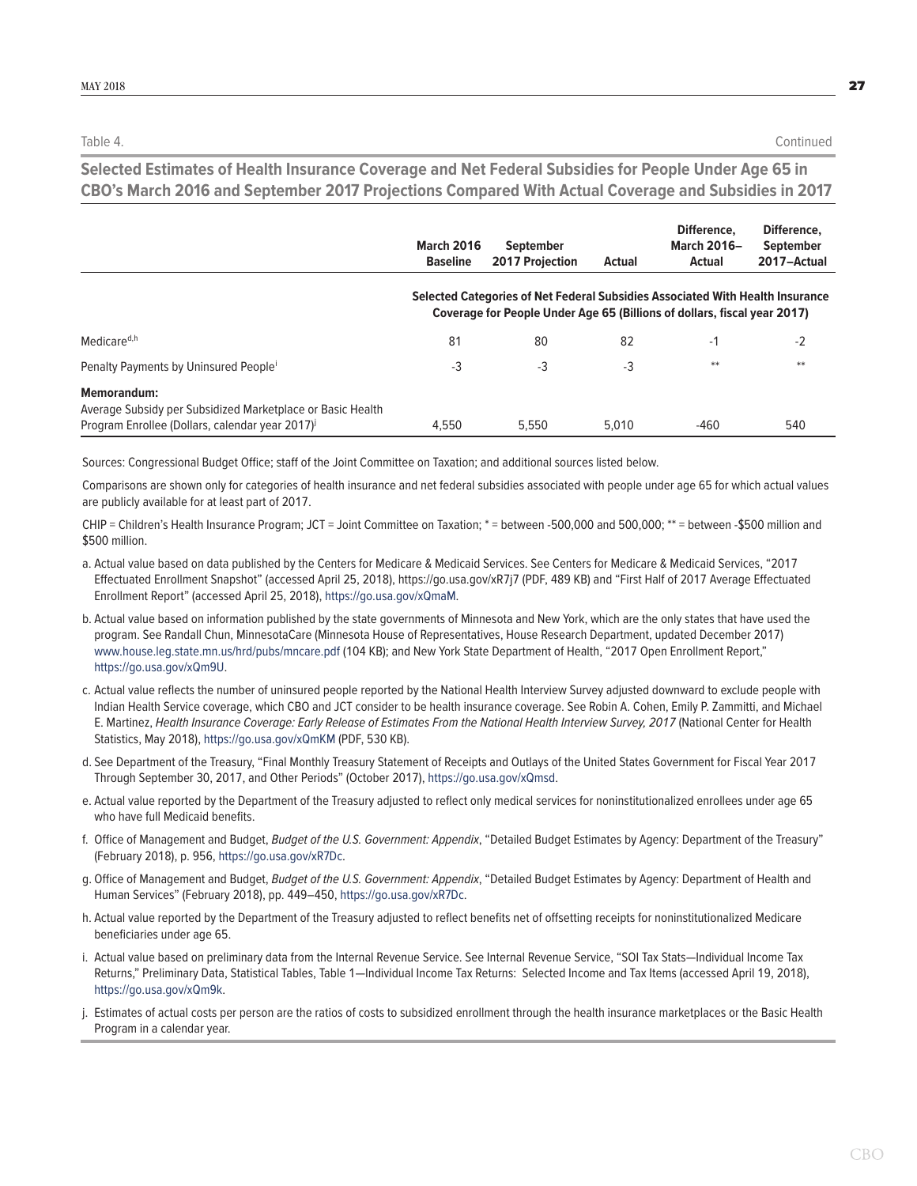Table 4. Continued

## Selected Estimates of Health Insurance Coverage and Net Federal Subsidies for People Under Age 65 in CBO's March 2016 and September 2017 Projections Compared With Actual Coverage and Subsidies in 2017

| | March 2016 Baseline | September 2017 Projection | Actual | Difference, March 2016–Actual | Difference, September 2017–Actual |
|---|---|---|---|---|---|
| | **Selected Categories of Net Federal Subsidies Associated With Health Insurance Coverage for People Under Age 65 (Billions of dollars, fiscal year 2017)** | | | | |
| Medicare[d,h] | 81 | 80 | 82 | -1 | -2 |
| Penalty Payments by Uninsured People[i] | -3 | -3 | -3 | ** | ** |
| **Memorandum:** | | | | | |
| Average Subsidy per Subsidized Marketplace or Basic Health Program Enrollee (Dollars, calendar year 2017)[j] | 4,550 | 5,550 | 5,010 | -460 | 540 |

Sources: Congressional Budget Office; staff of the Joint Committee on Taxation; and additional sources listed below.

Comparisons are shown only for categories of health insurance and net federal subsidies associated with people under age 65 for which actual values are publicly available for at least part of 2017.

CHIP = Children's Health Insurance Program; JCT = Joint Committee on Taxation; * = between -500,000 and 500,000; ** = between -$500 million and $500 million.

a. Actual value based on data published by the Centers for Medicare & Medicaid Services. See Centers for Medicare & Medicaid Services, "2017 Effectuated Enrollment Snapshot" (accessed April 25, 2018), https://go.usa.gov/xR7j7 (PDF, 489 KB) and "First Half of 2017 Average Effectuated Enrollment Report" (accessed April 25, 2018), https://go.usa.gov/xQmaM.

b. Actual value based on information published by the state governments of Minnesota and New York, which are the only states that have used the program. See Randall Chun, MinnesotaCare (Minnesota House of Representatives, House Research Department, updated December 2017) www.house.leg.state.mn.us/hrd/pubs/mncare.pdf (104 KB); and New York State Department of Health, "2017 Open Enrollment Report," https://go.usa.gov/xQm9U.

c. Actual value reflects the number of uninsured people reported by the National Health Interview Survey adjusted downward to exclude people with Indian Health Service coverage, which CBO and JCT consider to be health insurance coverage. See Robin A. Cohen, Emily P. Zammitti, and Michael E. Martinez, *Health Insurance Coverage: Early Release of Estimates From the National Health Interview Survey, 2017* (National Center for Health Statistics, May 2018), https://go.usa.gov/xQmKM (PDF, 530 KB).

d. See Department of the Treasury, "Final Monthly Treasury Statement of Receipts and Outlays of the United States Government for Fiscal Year 2017 Through September 30, 2017, and Other Periods" (October 2017), https://go.usa.gov/xQmsd.

e. Actual value reported by the Department of the Treasury adjusted to reflect only medical services for noninstitutionalized enrollees under age 65 who have full Medicaid benefits.

f. Office of Management and Budget, *Budget of the U.S. Government: Appendix*, "Detailed Budget Estimates by Agency: Department of the Treasury" (February 2018), p. 956, https://go.usa.gov/xR7Dc.

g. Office of Management and Budget, *Budget of the U.S. Government: Appendix*, "Detailed Budget Estimates by Agency: Department of Health and Human Services" (February 2018), pp. 449–450, https://go.usa.gov/xR7Dc.

h. Actual value reported by the Department of the Treasury adjusted to reflect benefits net of offsetting receipts for noninstitutionalized Medicare beneficiaries under age 65.

i. Actual value based on preliminary data from the Internal Revenue Service. See Internal Revenue Service, "SOI Tax Stats—Individual Income Tax Returns," Preliminary Data, Statistical Tables, Table 1—Individual Income Tax Returns: Selected Income and Tax Items (accessed April 19, 2018), https://go.usa.gov/xQm9k.

j. Estimates of actual costs per person are the ratios of costs to subsidized enrollment through the health insurance marketplaces or the Basic Health Program in a calendar year.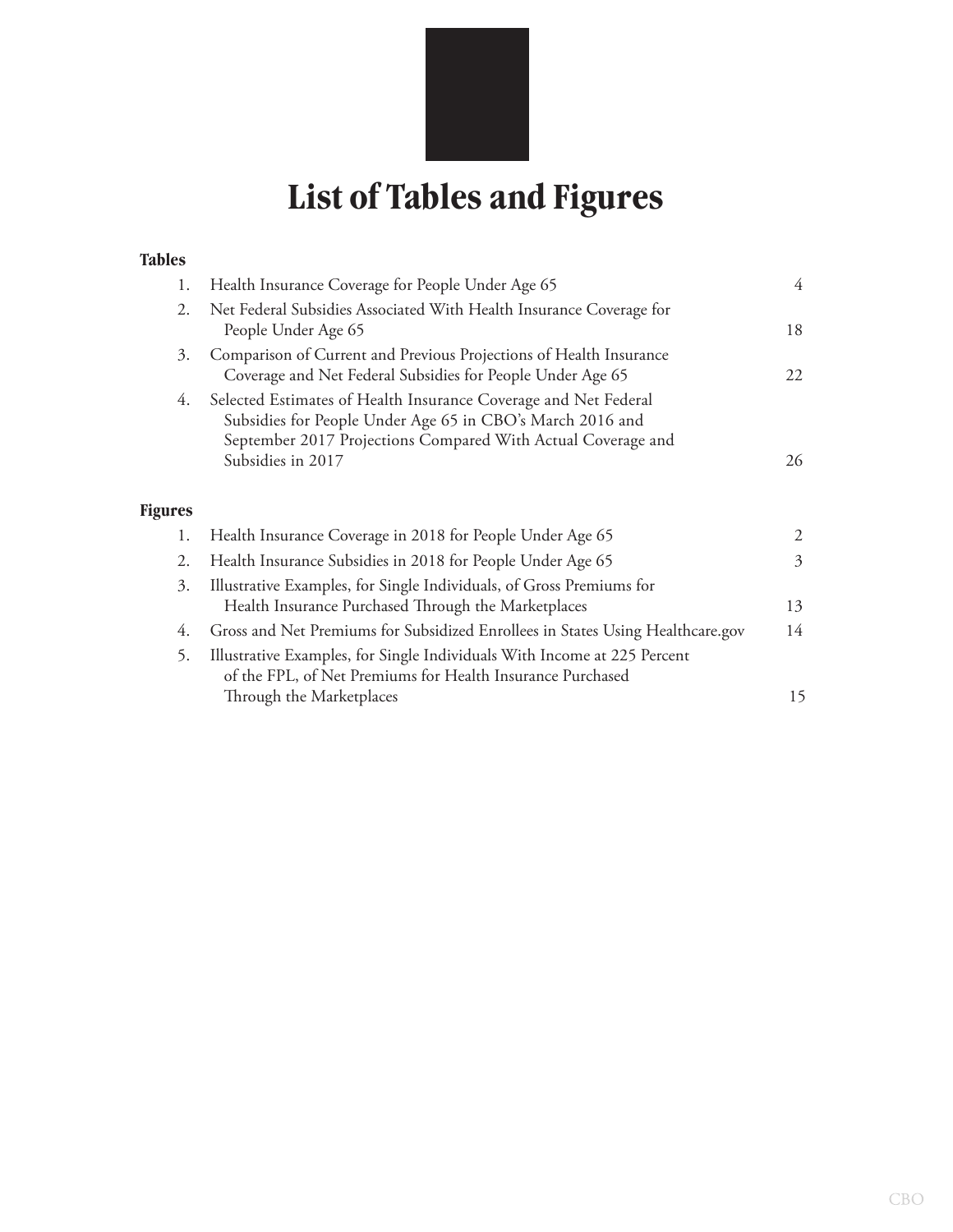# List of Tables and Figures

## Tables

| | | |
|---|---|---|
| 1. | Health Insurance Coverage for People Under Age 65 | 4 |
| 2. | Net Federal Subsidies Associated With Health Insurance Coverage for People Under Age 65 | 18 |
| 3. | Comparison of Current and Previous Projections of Health Insurance Coverage and Net Federal Subsidies for People Under Age 65 | 22 |
| 4. | Selected Estimates of Health Insurance Coverage and Net Federal Subsidies for People Under Age 65 in CBO's March 2016 and September 2017 Projections Compared With Actual Coverage and Subsidies in 2017 | 26 |

## Figures

| | | |
|---|---|---|
| 1. | Health Insurance Coverage in 2018 for People Under Age 65 | 2 |
| 2. | Health Insurance Subsidies in 2018 for People Under Age 65 | 3 |
| 3. | Illustrative Examples, for Single Individuals, of Gross Premiums for Health Insurance Purchased Through the Marketplaces | 13 |
| 4. | Gross and Net Premiums for Subsidized Enrollees in States Using Healthcare.gov | 14 |
| 5. | Illustrative Examples, for Single Individuals With Income at 225 Percent of the FPL, of Net Premiums for Health Insurance Purchased Through the Marketplaces | 15 |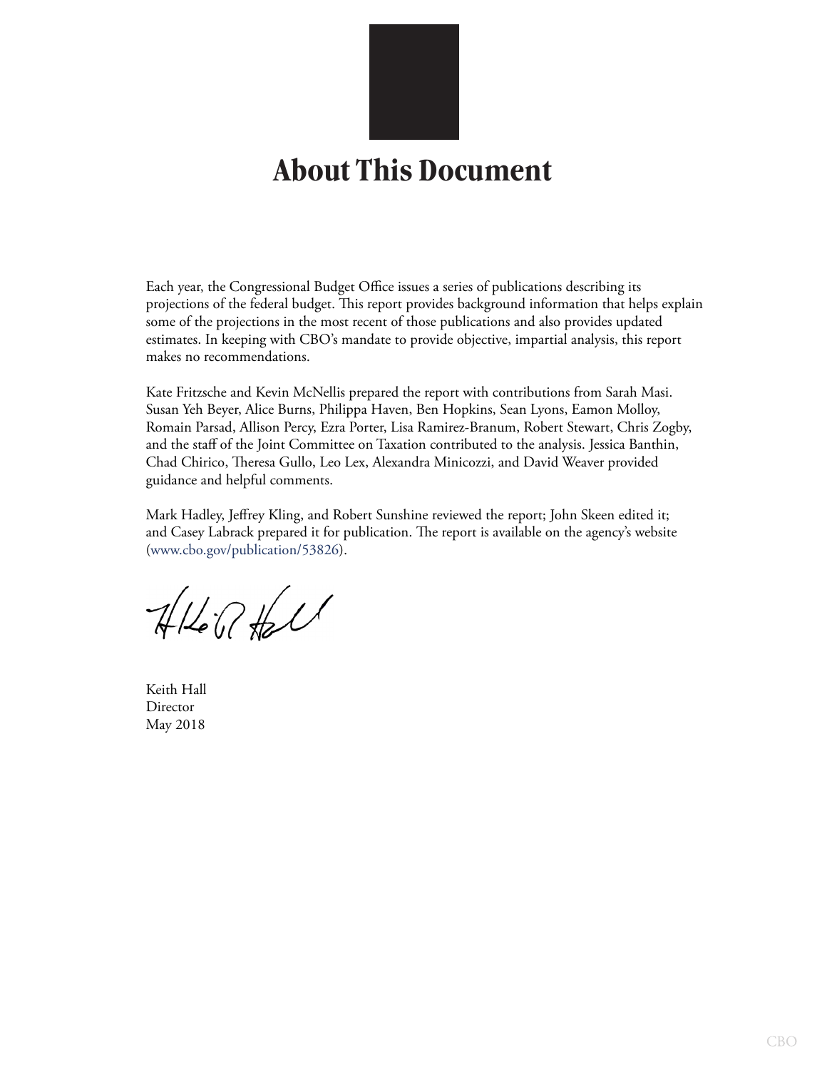# About This Document

Each year, the Congressional Budget Office issues a series of publications describing its projections of the federal budget. This report provides background information that helps explain some of the projections in the most recent of those publications and also provides updated estimates. In keeping with CBO's mandate to provide objective, impartial analysis, this report makes no recommendations.

Kate Fritzsche and Kevin McNellis prepared the report with contributions from Sarah Masi. Susan Yeh Beyer, Alice Burns, Philippa Haven, Ben Hopkins, Sean Lyons, Eamon Molloy, Romain Parsad, Allison Percy, Ezra Porter, Lisa Ramirez-Branum, Robert Stewart, Chris Zogby, and the staff of the Joint Committee on Taxation contributed to the analysis. Jessica Banthin, Chad Chirico, Theresa Gullo, Leo Lex, Alexandra Minicozzi, and David Weaver provided guidance and helpful comments.

Mark Hadley, Jeffrey Kling, and Robert Sunshine reviewed the report; John Skeen edited it; and Casey Labrack prepared it for publication. The report is available on the agency's website (www.cbo.gov/publication/53826).

Keith Hall
Director
May 2018